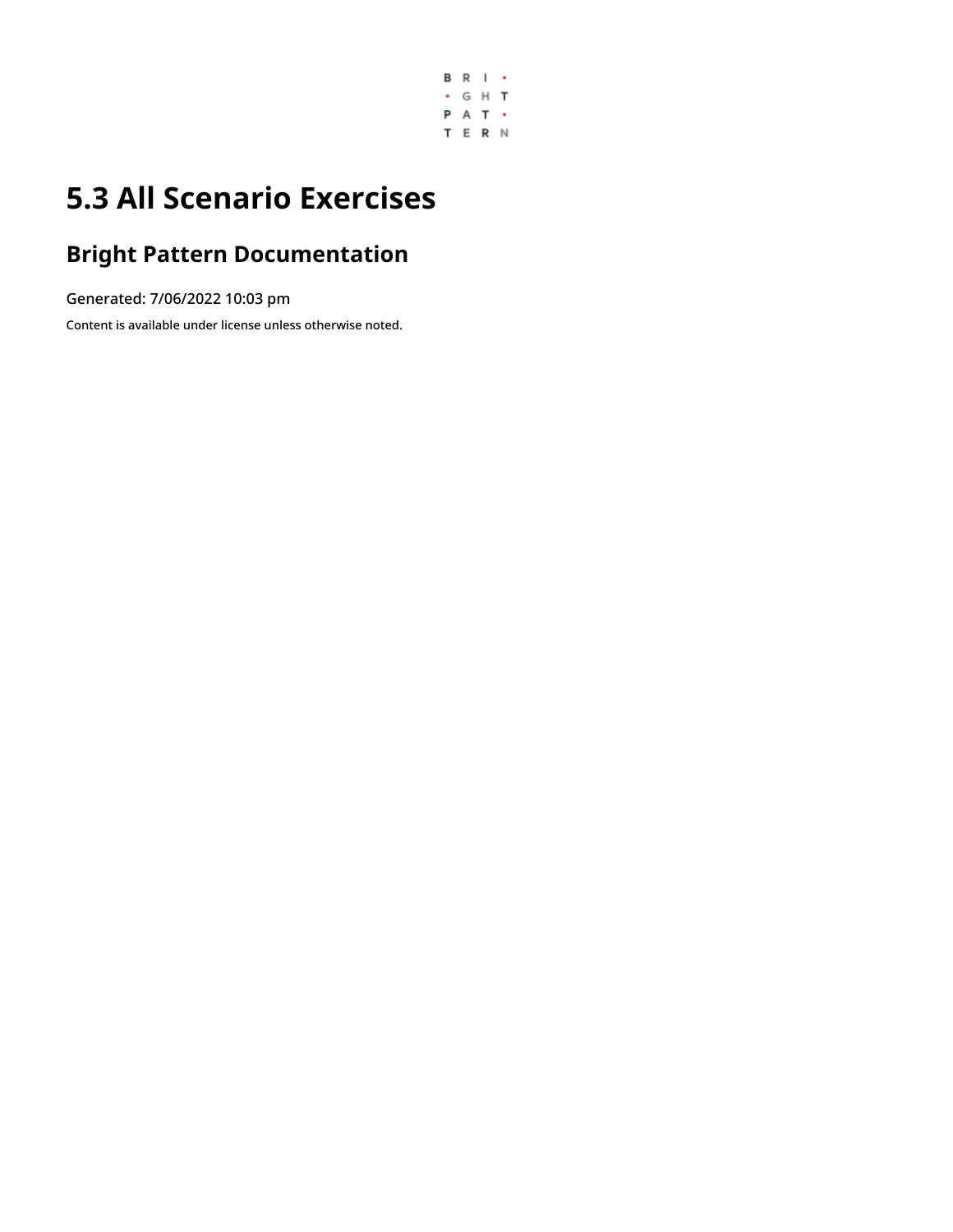# 5.3 All Scenario Exercises

## Bright Pattern Documentation

Generated: 7/06/2022 10:03 pm

Content is available under license unless otherwise noted.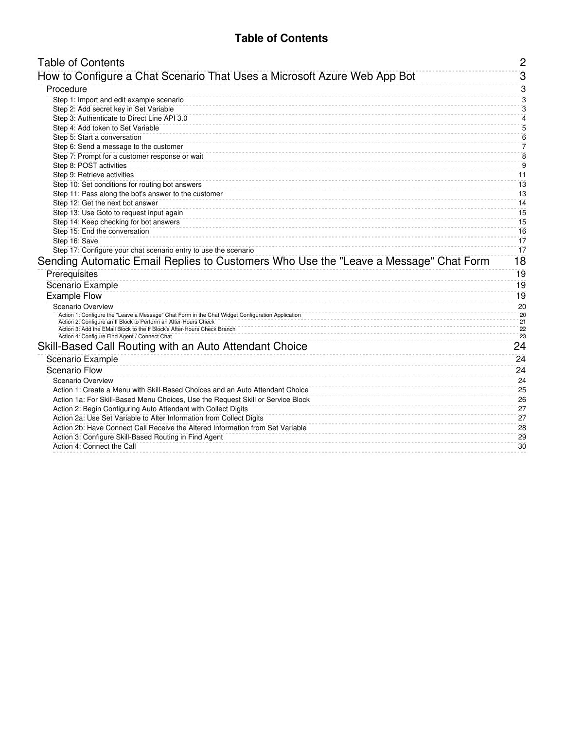# Table of Contents

- Table of Contents — 2
- How to Configure a Chat Scenario That Uses a Microsoft Azure Web App Bot — 3
  - Procedure — 3
    - Step 1: Import and edit example scenario — 3
    - Step 2: Add secret key in Set Variable — 3
    - Step 3: Authenticate to Direct Line API 3.0 — 4
    - Step 4: Add token to Set Variable — 5
    - Step 5: Start a conversation — 6
    - Step 6: Send a message to the customer — 7
    - Step 7: Prompt for a customer response or wait — 8
    - Step 8: POST activities — 9
    - Step 9: Retrieve activities — 11
    - Step 10: Set conditions for routing bot answers — 13
    - Step 11: Pass along the bot's answer to the customer — 13
    - Step 12: Get the next bot answer — 14
    - Step 13: Use Goto to request input again — 15
    - Step 14: Keep checking for bot answers — 15
    - Step 15: End the conversation — 16
    - Step 16: Save — 17
    - Step 17: Configure your chat scenario entry to use the scenario — 17
- Sending Automatic Email Replies to Customers Who Use the "Leave a Message" Chat Form — 18
  - Prerequisites — 19
  - Scenario Example — 19
  - Example Flow — 19
    - Scenario Overview — 20
      - Action 1: Configure the "Leave a Message" Chat Form in the Chat Widget Configuration Application — 20
      - Action 2: Configure an If Block to Perform an After-Hours Check — 21
      - Action 3: Add the EMail Block to the If Block's After-Hours Check Branch — 22
      - Action 4: Configure Find Agent / Connect Chat — 23
- Skill-Based Call Routing with an Auto Attendant Choice — 24
  - Scenario Example — 24
  - Scenario Flow — 24
    - Scenario Overview — 24
    - Action 1: Create a Menu with Skill-Based Choices and an Auto Attendant Choice — 25
    - Action 1a: For Skill-Based Menu Choices, Use the Request Skill or Service Block — 26
    - Action 2: Begin Configuring Auto Attendant with Collect Digits — 27
    - Action 2a: Use Set Variable to Alter Information from Collect Digits — 27
    - Action 2b: Have Connect Call Receive the Altered Information from Set Variable — 28
    - Action 3: Configure Skill-Based Routing in Find Agent — 29
    - Action 4: Connect the Call — 30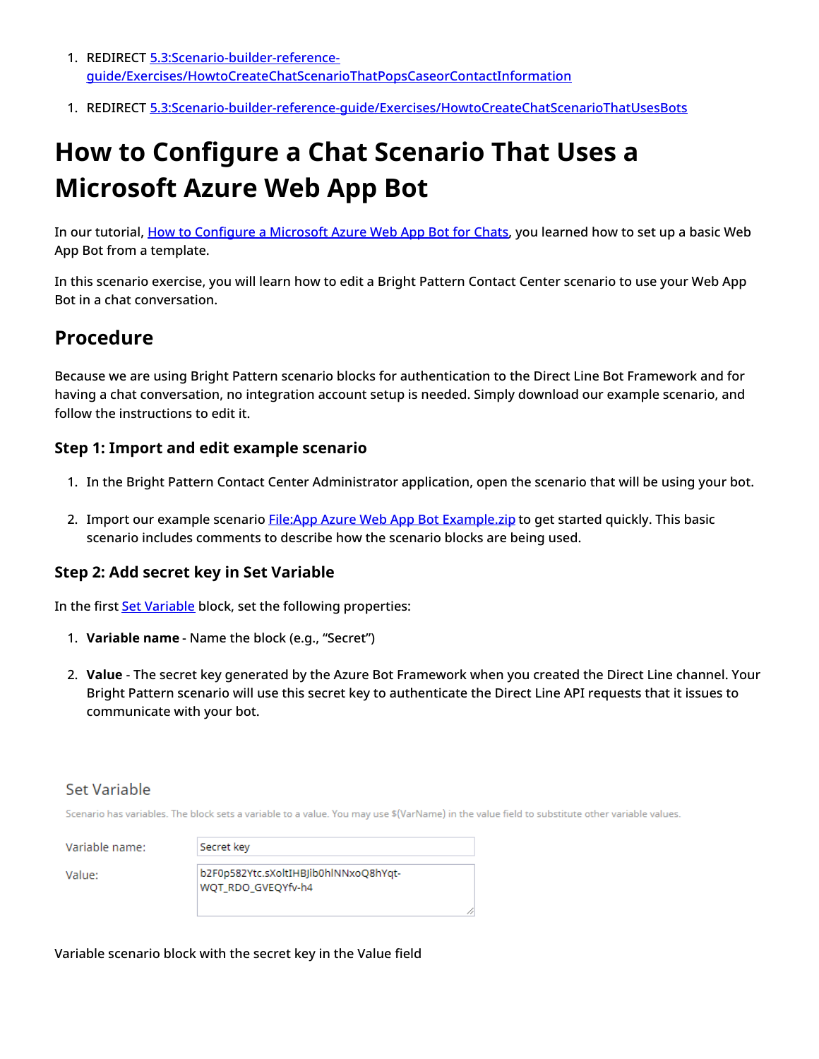1. REDIRECT 5.3:Scenario-builder-reference-guide/Exercises/HowtoCreateChatScenarioThatPopsCaseorContactInformation

1. REDIRECT 5.3:Scenario-builder-reference-guide/Exercises/HowtoCreateChatScenarioThatUsesBots

# How to Configure a Chat Scenario That Uses a Microsoft Azure Web App Bot

In our tutorial, How to Configure a Microsoft Azure Web App Bot for Chats, you learned how to set up a basic Web App Bot from a template.

In this scenario exercise, you will learn how to edit a Bright Pattern Contact Center scenario to use your Web App Bot in a chat conversation.

## Procedure

Because we are using Bright Pattern scenario blocks for authentication to the Direct Line Bot Framework and for having a chat conversation, no integration account setup is needed. Simply download our example scenario, and follow the instructions to edit it.

### Step 1: Import and edit example scenario

1. In the Bright Pattern Contact Center Administrator application, open the scenario that will be using your bot.
2. Import our example scenario File:App Azure Web App Bot Example.zip to get started quickly. This basic scenario includes comments to describe how the scenario blocks are being used.

### Step 2: Add secret key in Set Variable

In the first Set Variable block, set the following properties:

1. **Variable name** - Name the block (e.g., "Secret")
2. **Value** - The secret key generated by the Azure Bot Framework when you created the Direct Line channel. Your Bright Pattern scenario will use this secret key to authenticate the Direct Line API requests that it issues to communicate with your bot.

Set Variable

Scenario has variables. The block sets a variable to a value. You may use $(VarName) in the value field to substitute other variable values.

Variable name: Secret key

Value: b2F0p582Ytc.sXoltIHBJib0hlNNxoQ8hYqt-WQT_RDO_GVEQYfv-h4

Variable scenario block with the secret key in the Value field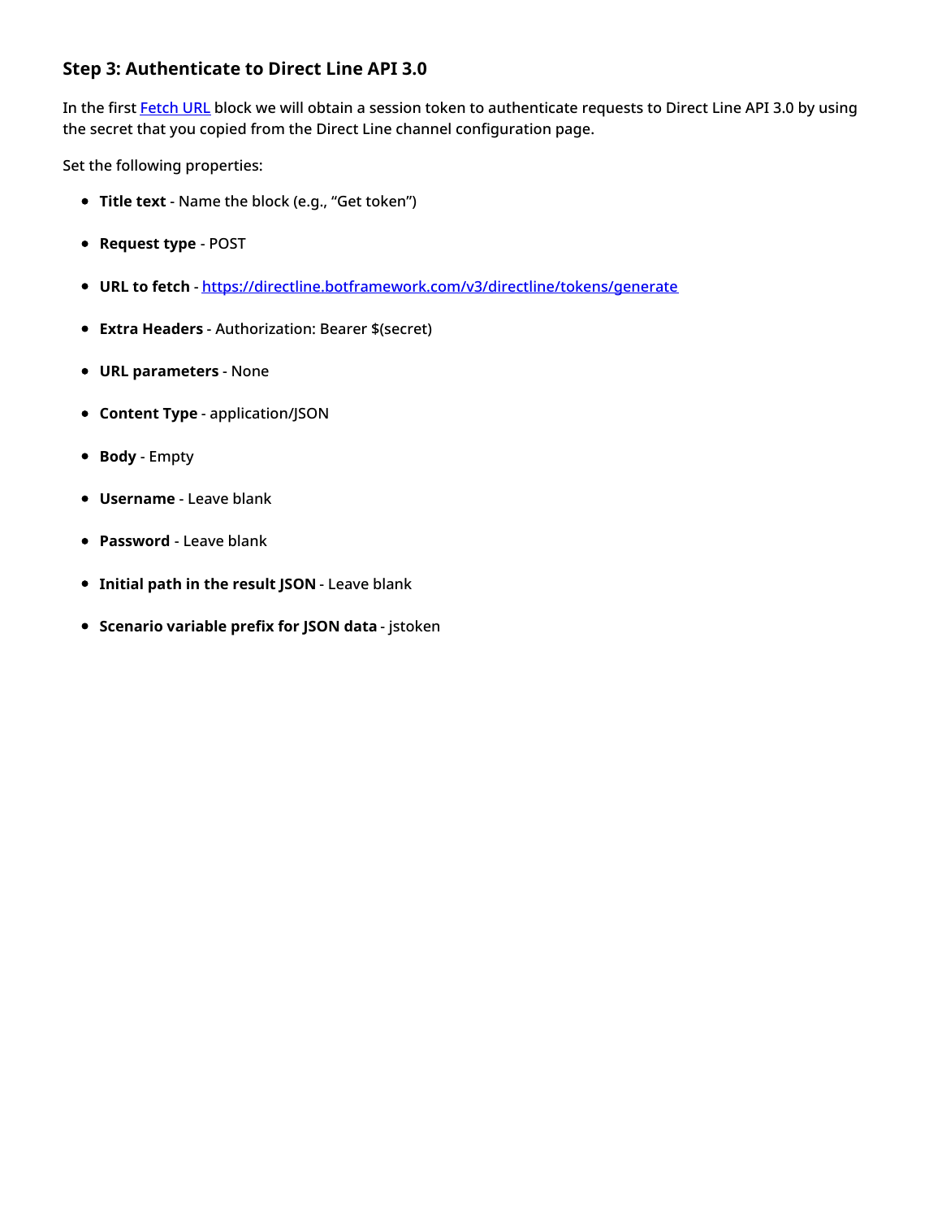### Step 3: Authenticate to Direct Line API 3.0

In the first [Fetch URL](#) block we will obtain a session token to authenticate requests to Direct Line API 3.0 by using the secret that you copied from the Direct Line channel configuration page.

Set the following properties:

- **Title text** - Name the block (e.g., “Get token”)
- **Request type** - POST
- **URL to fetch** - [https://directline.botframework.com/v3/directline/tokens/generate](https://directline.botframework.com/v3/directline/tokens/generate)
- **Extra Headers** - Authorization: Bearer $(secret)
- **URL parameters** - None
- **Content Type** - application/JSON
- **Body** - Empty
- **Username** - Leave blank
- **Password** - Leave blank
- **Initial path in the result JSON** - Leave blank
- **Scenario variable prefix for JSON data** - jstoken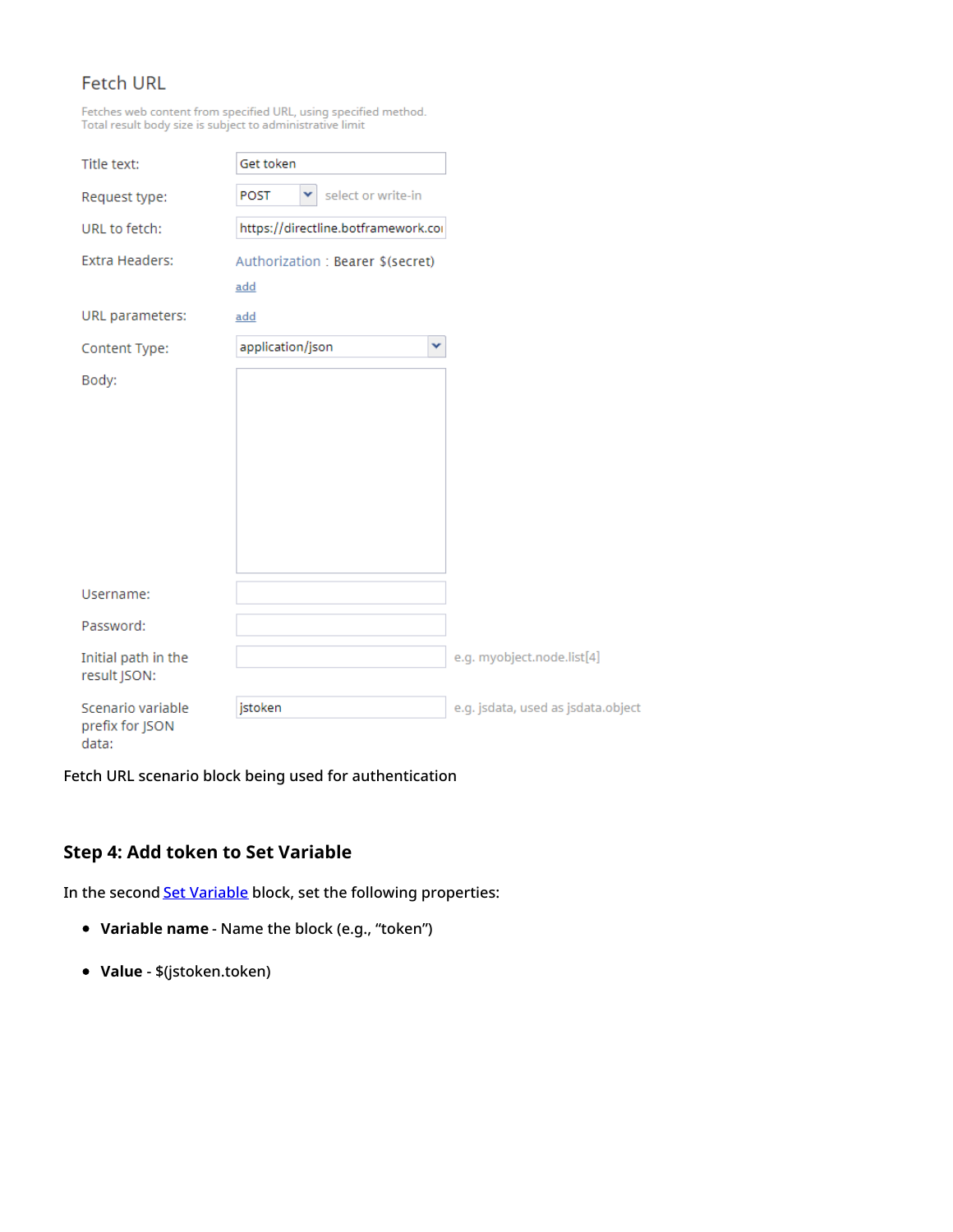### Fetch URL

Fetches web content from specified URL, using specified method.
Total result body size is subject to administrative limit

| | | |
|---|---|---|
| Title text: | Get token | |
| Request type: | POST | select or write-in |
| URL to fetch: | https://directline.botframework.co | |
| Extra Headers: | Authorization : Bearer $(secret) add | |
| URL parameters: | add | |
| Content Type: | application/json | |
| Body: | | |
| Username: | | |
| Password: | | |
| Initial path in the result JSON: | | e.g. myobject.node.list[4] |
| Scenario variable prefix for JSON data: | jstoken | e.g. jsdata, used as jsdata.object |

Fetch URL scenario block being used for authentication

## Step 4: Add token to Set Variable

In the second Set Variable block, set the following properties:

- **Variable name** - Name the block (e.g., “token”)
- **Value** - $(jstoken.token)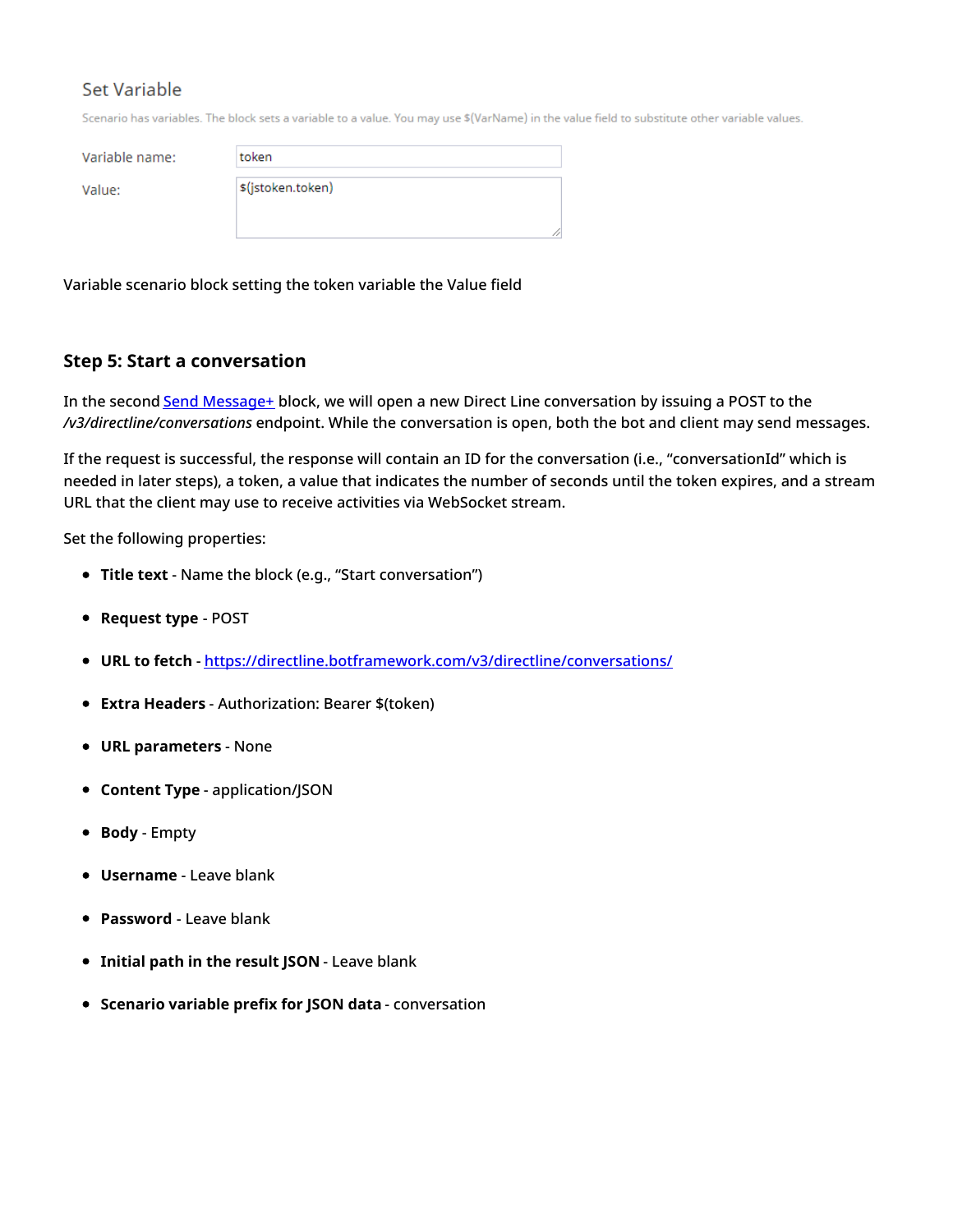Set Variable

Scenario has variables. The block sets a variable to a value. You may use $(VarName) in the value field to substitute other variable values.

Variable name: token

Value: $(jstoken.token)

Variable scenario block setting the token variable the Value field

### Step 5: Start a conversation

In the second [Send Message+]() block, we will open a new Direct Line conversation by issuing a POST to the */v3/directline/conversations* endpoint. While the conversation is open, both the bot and client may send messages.

If the request is successful, the response will contain an ID for the conversation (i.e., “conversationId” which is needed in later steps), a token, a value that indicates the number of seconds until the token expires, and a stream URL that the client may use to receive activities via WebSocket stream.

Set the following properties:

- **Title text** - Name the block (e.g., “Start conversation”)
- **Request type** - POST
- **URL to fetch** - [https://directline.botframework.com/v3/directline/conversations/](https://directline.botframework.com/v3/directline/conversations/)
- **Extra Headers** - Authorization: Bearer $(token)
- **URL parameters** - None
- **Content Type** - application/JSON
- **Body** - Empty
- **Username** - Leave blank
- **Password** - Leave blank
- **Initial path in the result JSON** - Leave blank
- **Scenario variable prefix for JSON data** - conversation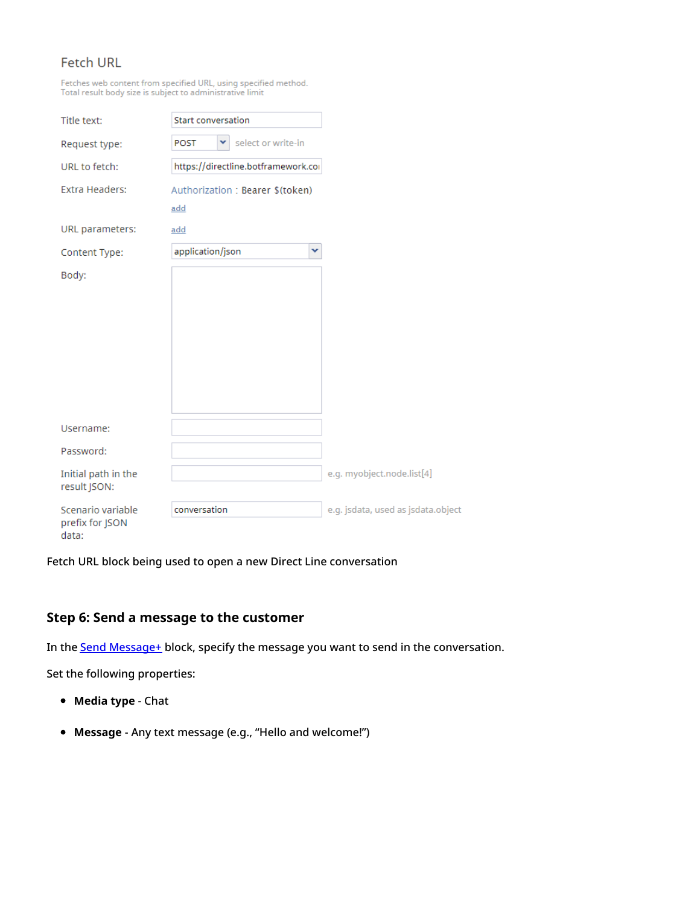Fetch URL

Fetches web content from specified URL, using specified method.
Total result body size is subject to administrative limit

| | |
|---|---|
| Title text: | Start conversation |
| Request type: | POST (select or write-in) |
| URL to fetch: | https://directline.botframework.coi |
| Extra Headers: | Authorization : Bearer $(token) add |
| URL parameters: | add |
| Content Type: | application/json |
| Body: | |
| Username: | |
| Password: | |
| Initial path in the result JSON: | (e.g. myobject.node.list[4]) |
| Scenario variable prefix for JSON data: | conversation (e.g. jsdata, used as jsdata.object) |

Fetch URL block being used to open a new Direct Line conversation

### Step 6: Send a message to the customer

In the Send Message+ block, specify the message you want to send in the conversation.

Set the following properties:

- **Media type** - Chat
- **Message** - Any text message (e.g., "Hello and welcome!")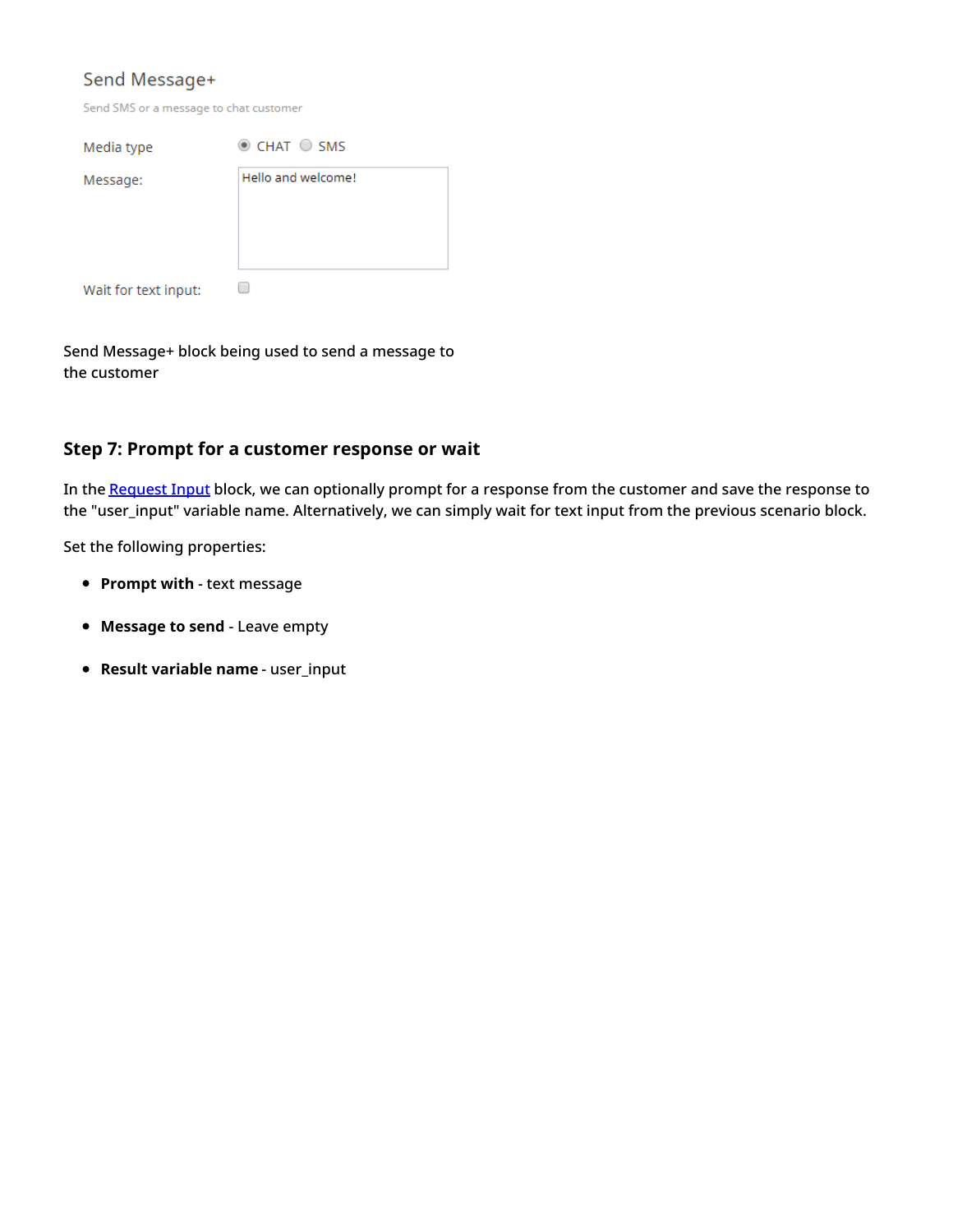Send Message+

Send SMS or a message to chat customer

Media type: CHAT / SMS

Message: Hello and welcome!

Wait for text input:

Send Message+ block being used to send a message to the customer

### Step 7: Prompt for a customer response or wait

In the [Request Input](Request Input) block, we can optionally prompt for a response from the customer and save the response to the "user_input" variable name. Alternatively, we can simply wait for text input from the previous scenario block.

Set the following properties:

- **Prompt with** - text message
- **Message to send** - Leave empty
- **Result variable name** - user_input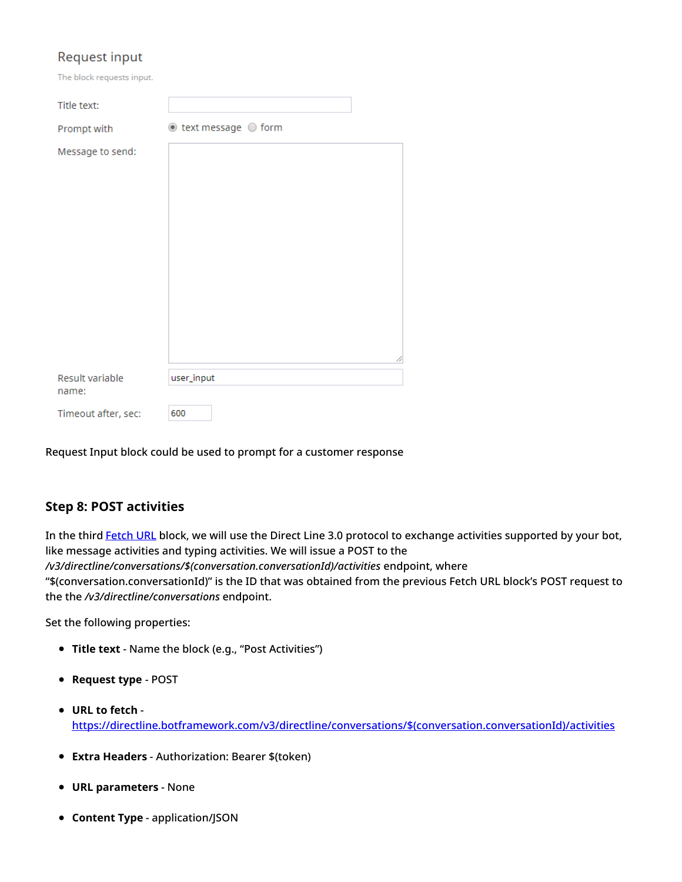Request input

The block requests input.

Title text:

Prompt with ◉ text message ○ form

Message to send:

Result variable name: user_input

Timeout after, sec: 600

Request Input block could be used to prompt for a customer response

## Step 8: POST activities

In the third [Fetch URL](#) block, we will use the Direct Line 3.0 protocol to exchange activities supported by your bot, like message activities and typing activities. We will issue a POST to the *v3/directline/conversations/$(conversation.conversationId)/activities* endpoint, where "$(conversation.conversationId)" is the ID that was obtained from the previous Fetch URL block's POST request to the the */v3/directline/conversations* endpoint.

Set the following properties:

- **Title text** - Name the block (e.g., "Post Activities")
- **Request type** - POST
- **URL to fetch** - [https://directline.botframework.com/v3/directline/conversations/$(conversation.conversationId)/activities](https://directline.botframework.com/v3/directline/conversations/$(conversation.conversationId)/activities)
- **Extra Headers** - Authorization: Bearer $(token)
- **URL parameters** - None
- **Content Type** - application/JSON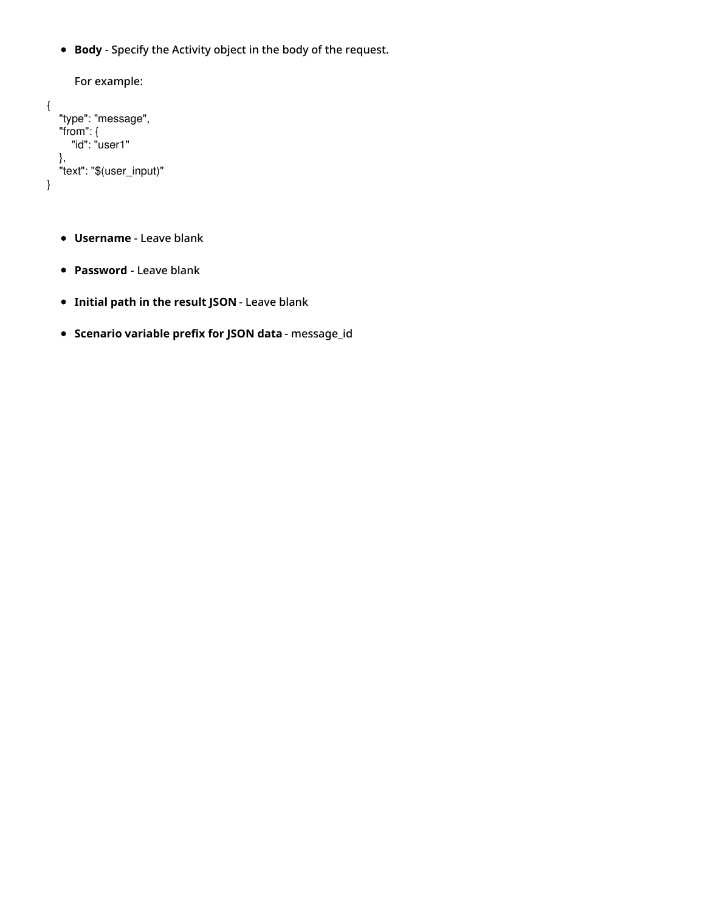- **Body** - Specify the Activity object in the body of the request.

  For example:

```
{
    "type": "message",
    "from": {
        "id": "user1"
    },
    "text": "$(user_input)"
}
```

- **Username** - Leave blank
- **Password** - Leave blank
- **Initial path in the result JSON** - Leave blank
- **Scenario variable prefix for JSON data** - message_id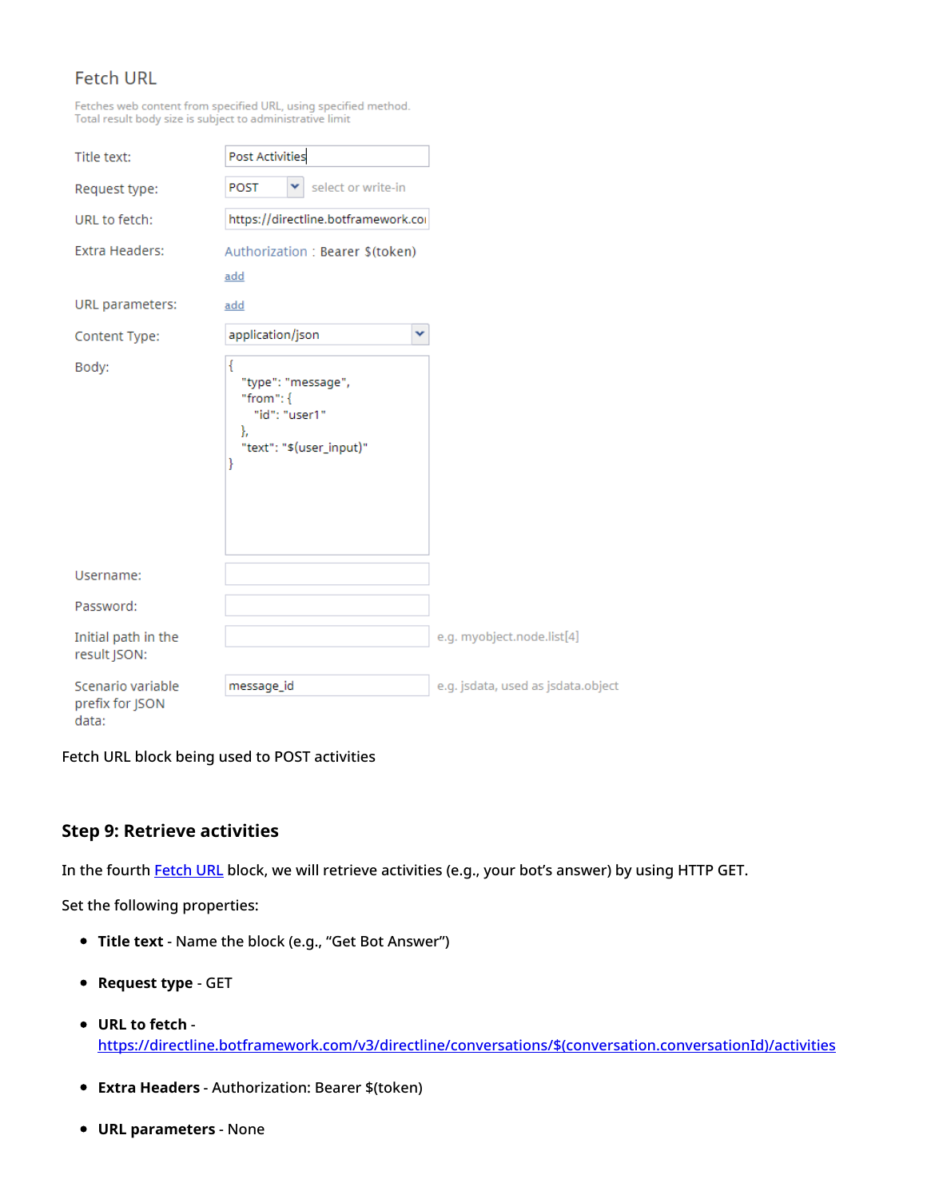Fetch URL

Fetches web content from specified URL, using specified method.
Total result body size is subject to administrative limit

Title text: Post Activities

Request type: POST select or write-in

URL to fetch: https://directline.botframework.co

Extra Headers: Authorization : Bearer $(token)

add

URL parameters: add

Content Type: application/json

Body:

```
{
   "type": "message",
   "from": {
      "id": "user1"
   },
   "text": "$(user_input)"
}
```

Username:

Password:

Initial path in the result JSON: e.g. myobject.node.list[4]

Scenario variable prefix for JSON data: message_id e.g. jsdata, used as jsdata.object

Fetch URL block being used to POST activities

### Step 9: Retrieve activities

In the fourth Fetch URL block, we will retrieve activities (e.g., your bot's answer) by using HTTP GET.

Set the following properties:

- **Title text** - Name the block (e.g., "Get Bot Answer")
- **Request type** - GET
- **URL to fetch** - https://directline.botframework.com/v3/directline/conversations/$(conversation.conversationId)/activities
- **Extra Headers** - Authorization: Bearer $(token)
- **URL parameters** - None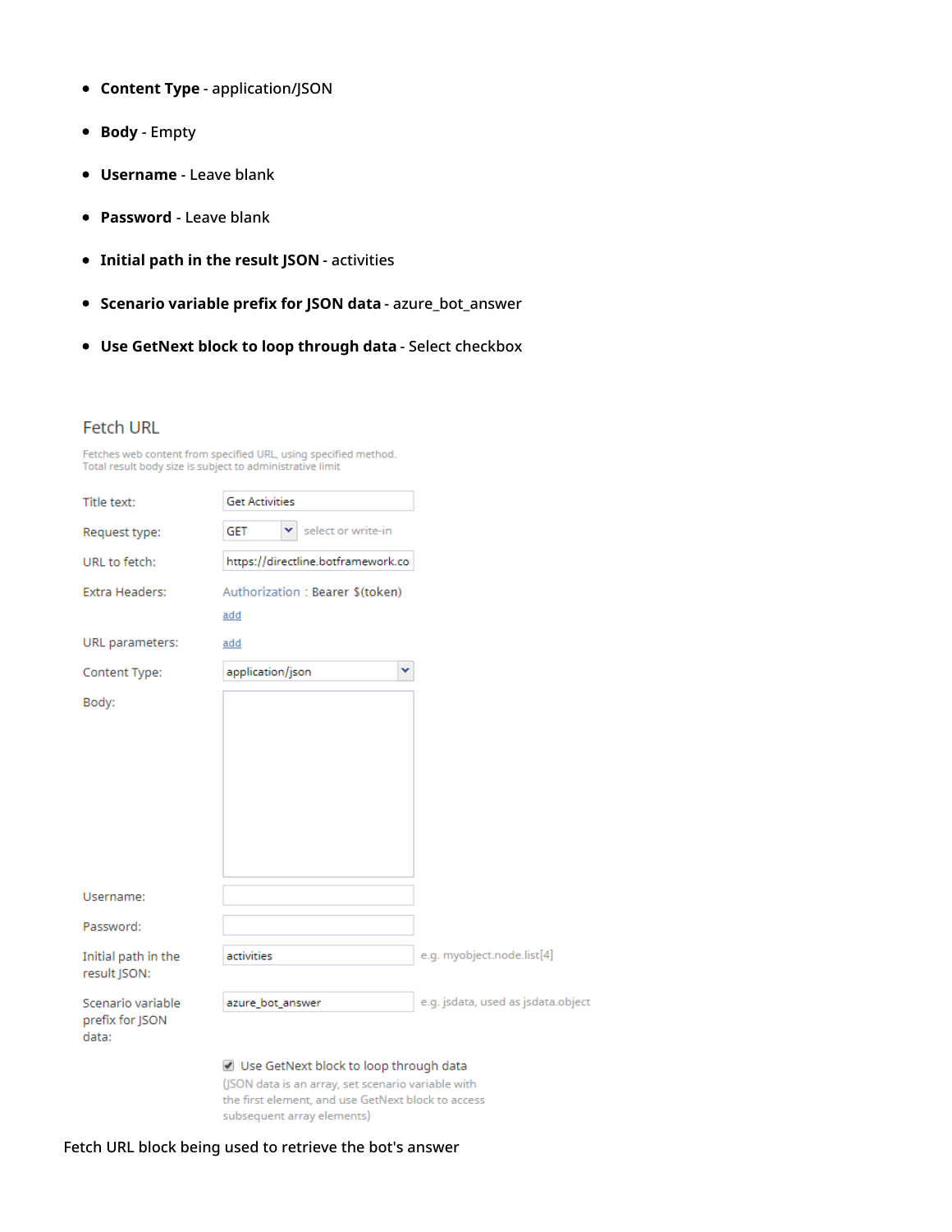- **Content Type** - application/JSON
- **Body** - Empty
- **Username** - Leave blank
- **Password** - Leave blank
- **Initial path in the result JSON** - activities
- **Scenario variable prefix for JSON data** - azure_bot_answer
- **Use GetNext block to loop through data** - Select checkbox

Fetch URL

Fetches web content from specified URL, using specified method.
Total result body size is subject to administrative limit

| | |
|---|---|
| Title text: | Get Activities |
| Request type: | GET select or write-in |
| URL to fetch: | https://directline.botframework.co |
| Extra Headers: | Authorization : Bearer $(token) add |
| URL parameters: | add |
| Content Type: | application/json |
| Body: | |
| Username: | |
| Password: | |
| Initial path in the result JSON: | activities e.g. myobject.node.list[4] |
| Scenario variable prefix for JSON data: | azure_bot_answer e.g. jsdata, used as jsdata.object |

☑ Use GetNext block to loop through data
(JSON data is an array, set scenario variable with the first element, and use GetNext block to access subsequent array elements)

Fetch URL block being used to retrieve the bot's answer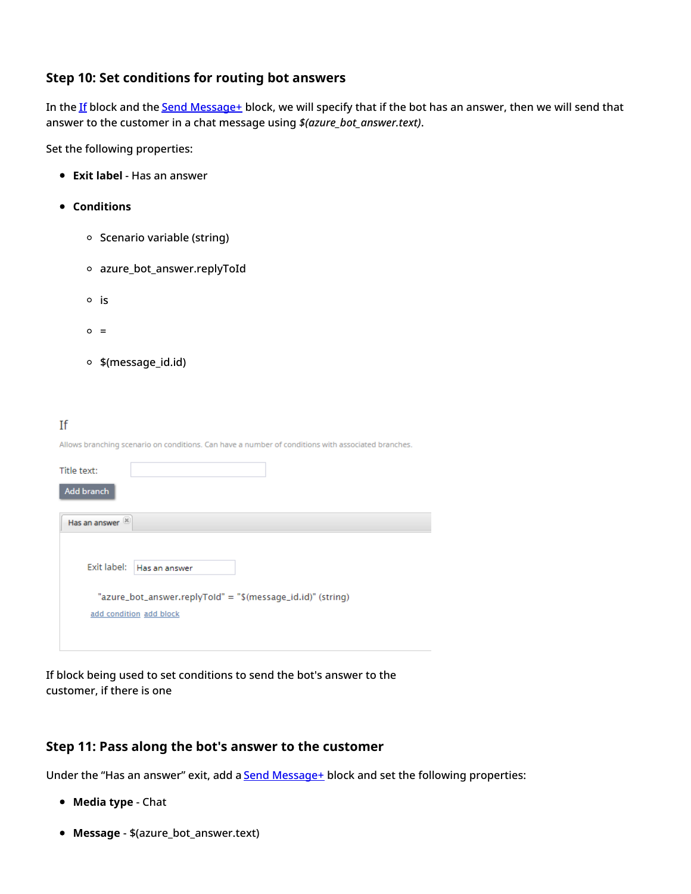### Step 10: Set conditions for routing bot answers

In the If block and the Send Message+ block, we will specify that if the bot has an answer, then we will send that answer to the customer in a chat message using *$(azure_bot_answer.text)*.

Set the following properties:

- **Exit label** - Has an answer
- **Conditions**
  - Scenario variable (string)
  - azure_bot_answer.replyToId
  - is
  - =
  - $(message_id.id)

If

Allows branching scenario on conditions. Can have a number of conditions with associated branches.

Title text:

Add branch

Has an answer

Exit label: Has an answer

"azure_bot_answer.replyToId" = "$(message_id.id)" (string)

add condition add block

If block being used to set conditions to send the bot's answer to the customer, if there is one

### Step 11: Pass along the bot's answer to the customer

Under the "Has an answer" exit, add a Send Message+ block and set the following properties:

- **Media type** - Chat
- **Message** - $(azure_bot_answer.text)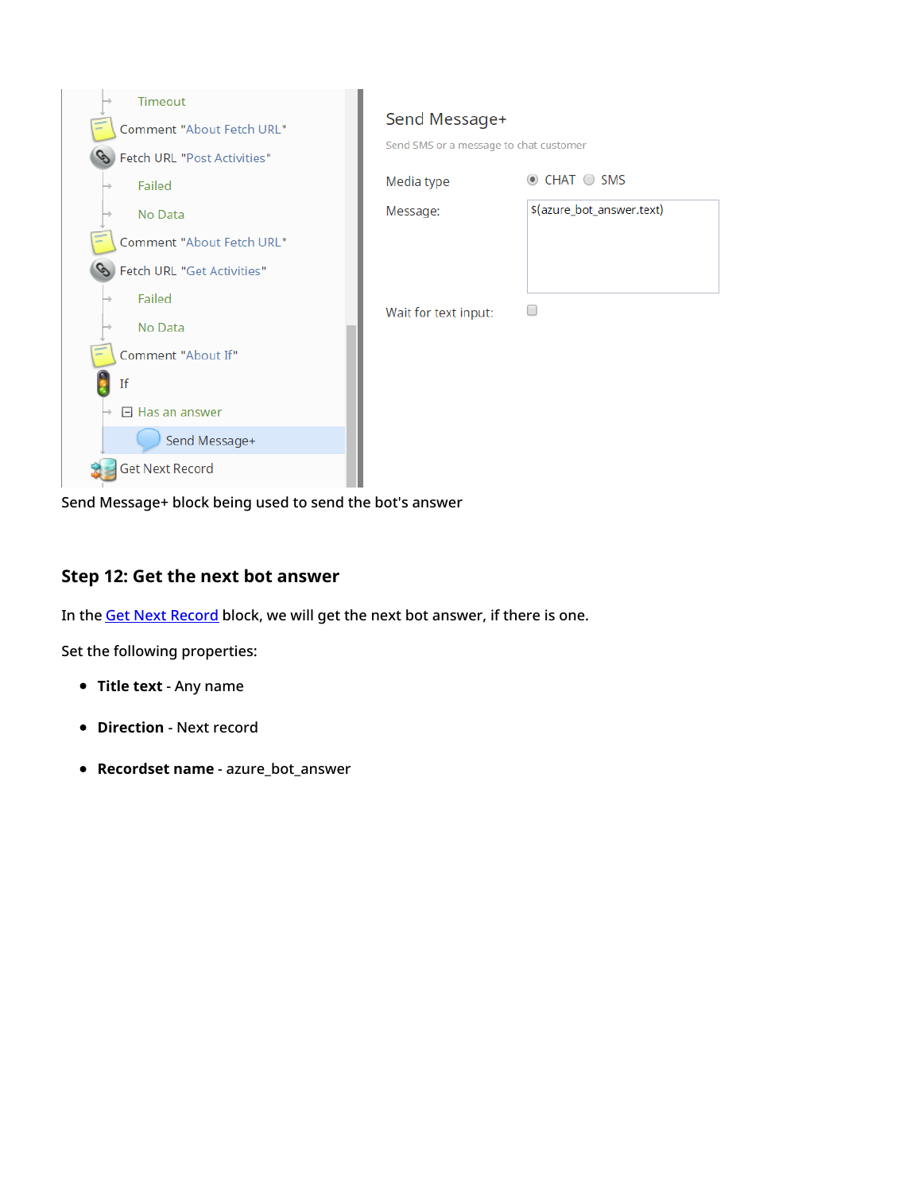| Timeout |
|---|
| Comment "About Fetch URL" |
| Fetch URL "Post Activities" |
| Failed |
| No Data |
| Comment "About Fetch URL" |
| Fetch URL "Get Activities" |
| Failed |
| No Data |
| Comment "About If" |
| If |
| Has an answer |
| Send Message+ |
| Get Next Record |

Send Message+

Send SMS or a message to chat customer

Media type: CHAT / SMS

Message: $(azure_bot_answer.text)

Wait for text input:

Send Message+ block being used to send the bot's answer

## Step 12: Get the next bot answer

In the Get Next Record block, we will get the next bot answer, if there is one.

Set the following properties:

- **Title text** - Any name
- **Direction** - Next record
- **Recordset name** - azure_bot_answer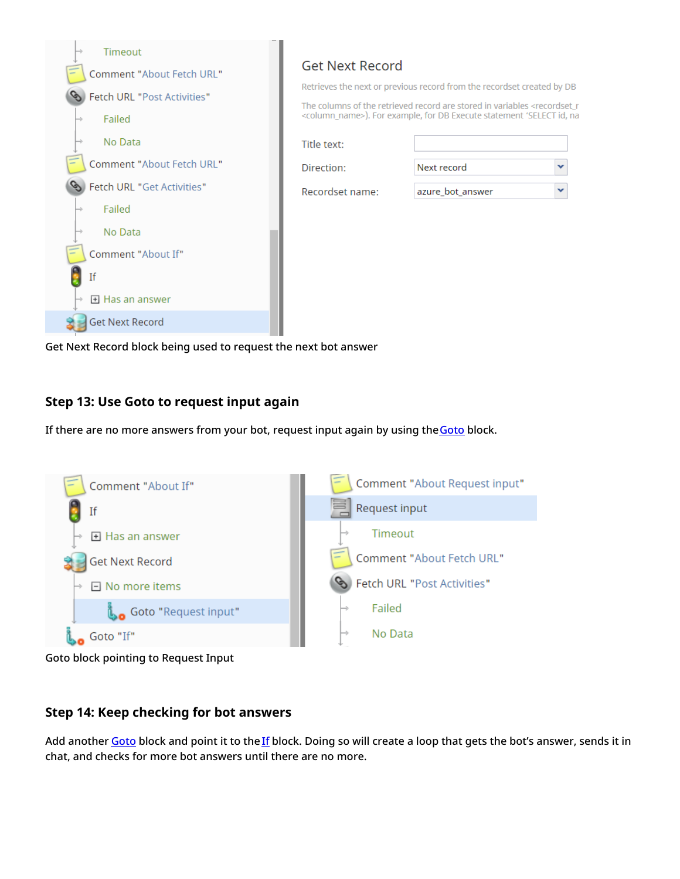Get Next Record block being used to request the next bot answer

## Step 13: Use Goto to request input again

If there are no more answers from your bot, request input again by using the Goto block.

Goto block pointing to Request Input

## Step 14: Keep checking for bot answers

Add another Goto block and point it to the If block. Doing so will create a loop that gets the bot's answer, sends it in chat, and checks for more bot answers until there are no more.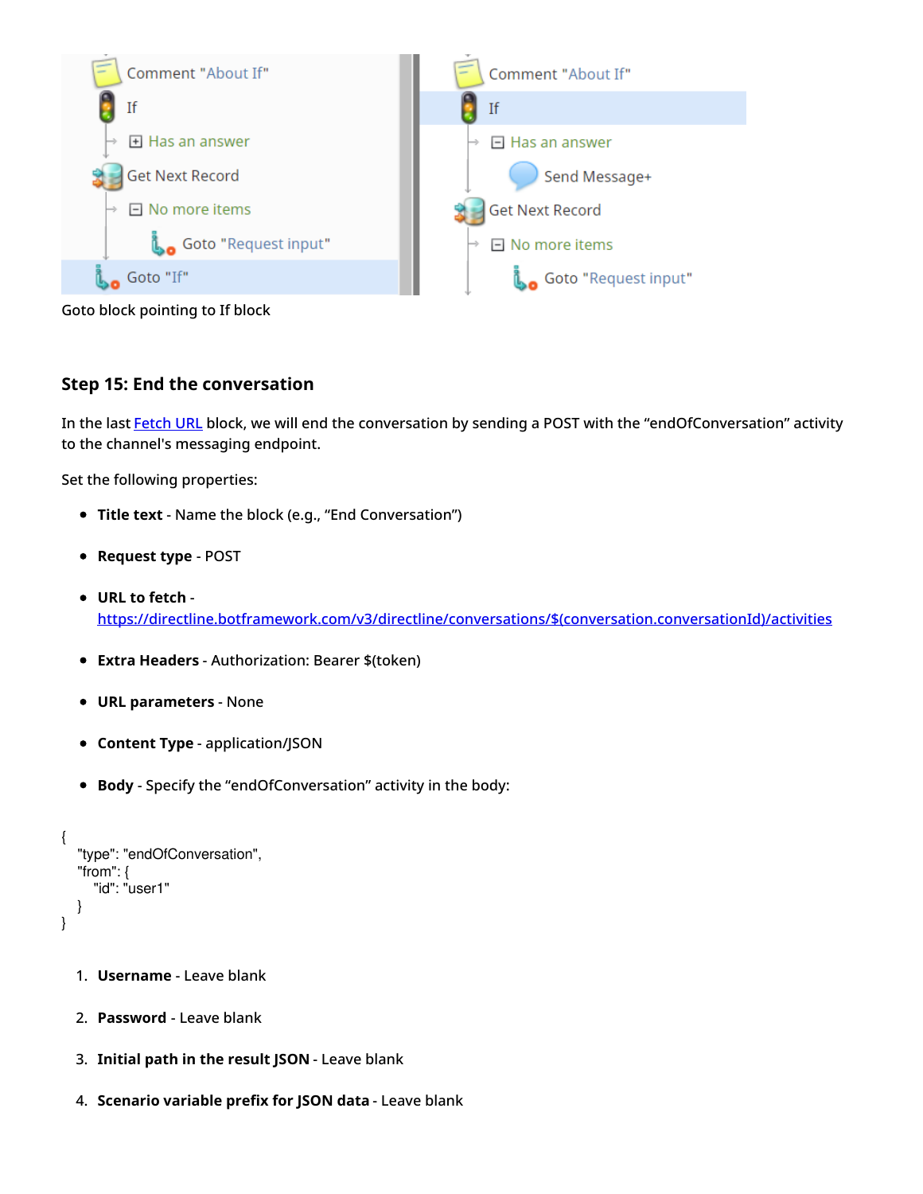Goto block pointing to If block

### Step 15: End the conversation

In the last Fetch URL block, we will end the conversation by sending a POST with the "endOfConversation" activity to the channel's messaging endpoint.

Set the following properties:

- **Title text** - Name the block (e.g., "End Conversation")
- **Request type** - POST
- **URL to fetch** - https://directline.botframework.com/v3/directline/conversations/$(conversation.conversationId)/activities
- **Extra Headers** - Authorization: Bearer $(token)
- **URL parameters** - None
- **Content Type** - application/JSON
- **Body** - Specify the "endOfConversation" activity in the body:

```
{
    "type": "endOfConversation",
    "from": {
        "id": "user1"
    }
}
```

1. **Username** - Leave blank
2. **Password** - Leave blank
3. **Initial path in the result JSON** - Leave blank
4. **Scenario variable prefix for JSON data** - Leave blank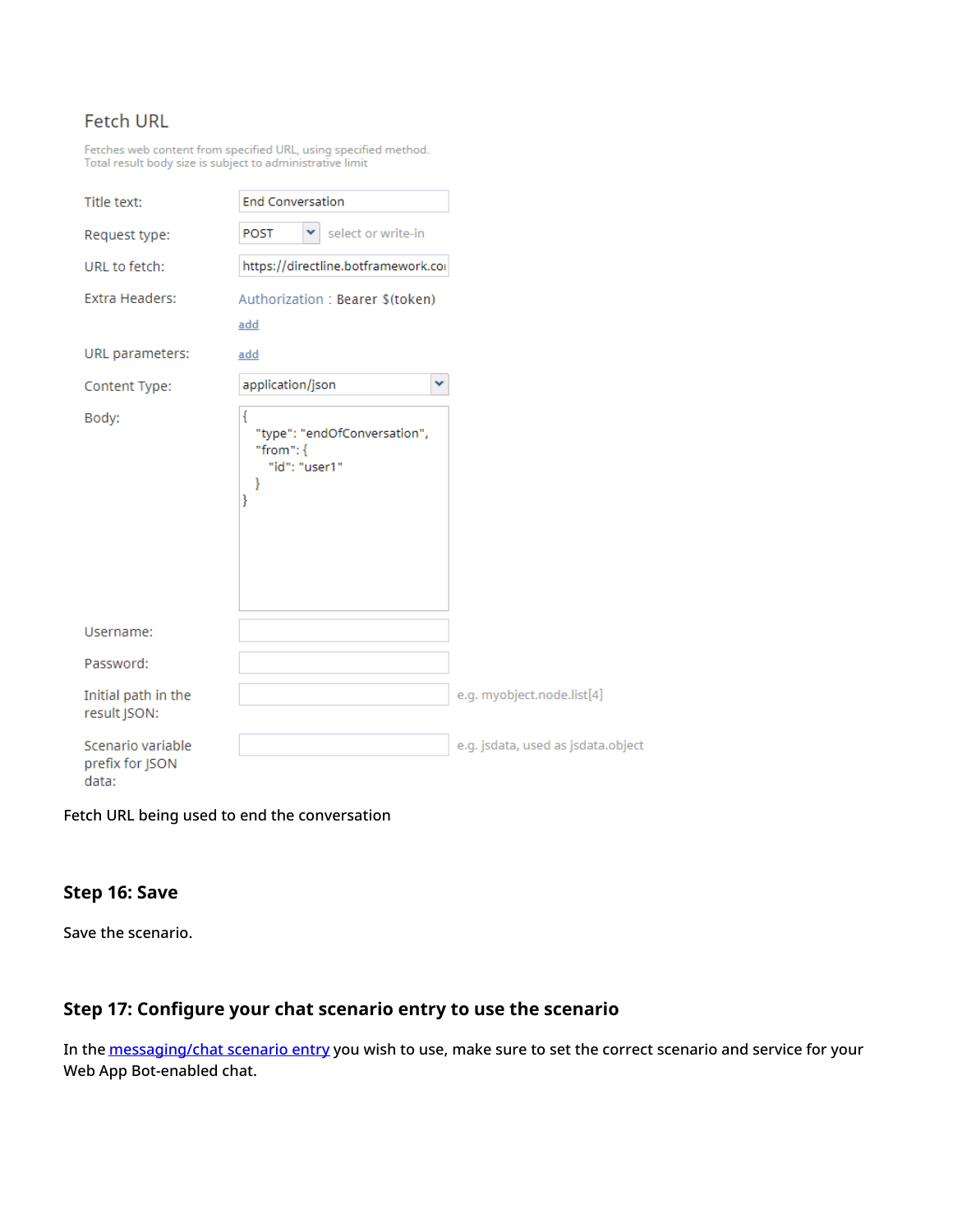### Fetch URL

Fetches web content from specified URL, using specified method.
Total result body size is subject to administrative limit

| | | |
|---|---|---|
| Title text: | End Conversation | |
| Request type: | POST | select or write-in |
| URL to fetch: | https://directline.botframework.coı | |
| Extra Headers: | Authorization : Bearer $(token) add | |
| URL parameters: | add | |
| Content Type: | application/json | |
| Body: | { "type": "endOfConversation", "from": { "id": "user1" } } | |
| Username: | | |
| Password: | | |
| Initial path in the result JSON: | | e.g. myobject.node.list[4] |
| Scenario variable prefix for JSON data: | | e.g. jsdata, used as jsdata.object |

Body:

```
{
   "type": "endOfConversation",
   "from": {
      "id": "user1"
   }
}
```

Fetch URL being used to end the conversation

## Step 16: Save

Save the scenario.

## Step 17: Configure your chat scenario entry to use the scenario

In the messaging/chat scenario entry you wish to use, make sure to set the correct scenario and service for your Web App Bot-enabled chat.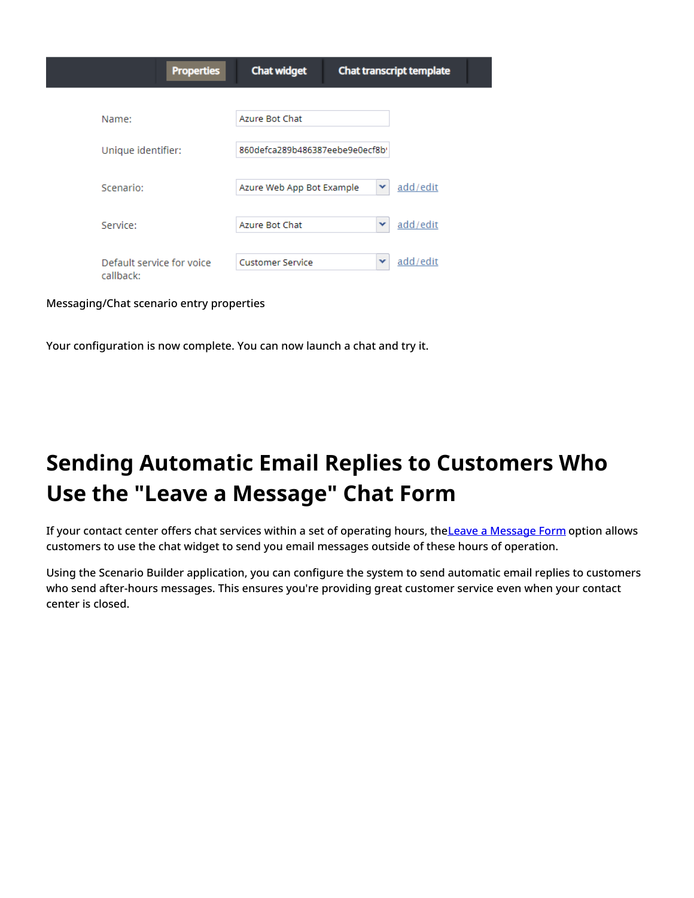Properties | Chat widget | Chat transcript template

| | | |
|---|---|---|
| Name: | Azure Bot Chat | |
| Unique identifier: | 860defca289b486387eebe9e0ecf8b | |
| Scenario: | Azure Web App Bot Example | add/edit |
| Service: | Azure Bot Chat | add/edit |
| Default service for voice callback: | Customer Service | add/edit |

Messaging/Chat scenario entry properties

Your configuration is now complete. You can now launch a chat and try it.

# Sending Automatic Email Replies to Customers Who Use the "Leave a Message" Chat Form

If your contact center offers chat services within a set of operating hours, the Leave a Message Form option allows customers to use the chat widget to send you email messages outside of these hours of operation.

Using the Scenario Builder application, you can configure the system to send automatic email replies to customers who send after-hours messages. This ensures you're providing great customer service even when your contact center is closed.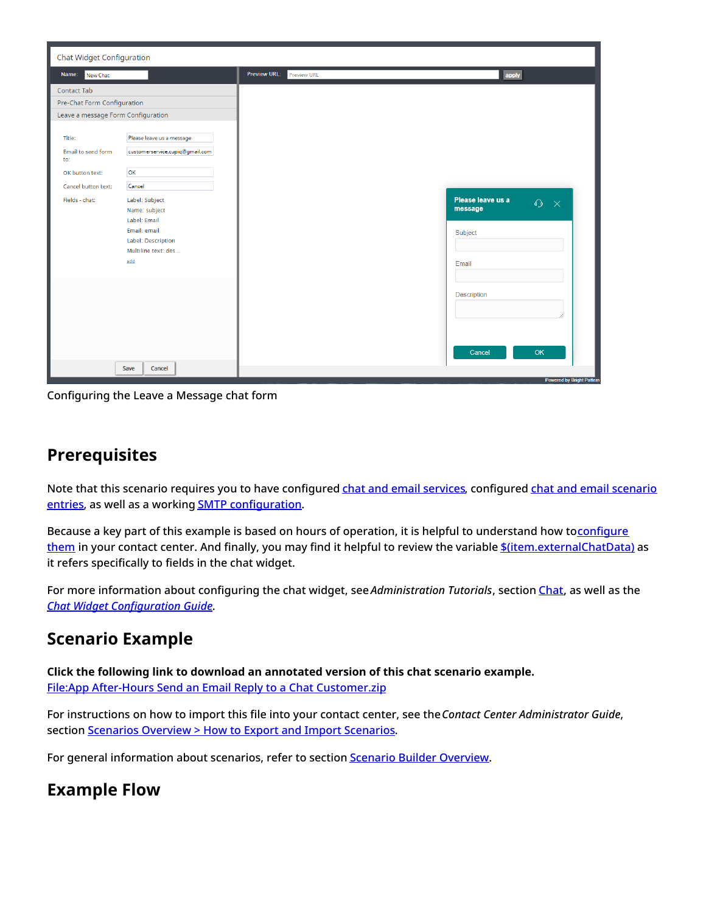Configuring the Leave a Message chat form

## Prerequisites

Note that this scenario requires you to have configured chat and email services, configured chat and email scenario entries, as well as a working SMTP configuration.

Because a key part of this example is based on hours of operation, it is helpful to understand how to configure them in your contact center. And finally, you may find it helpful to review the variable $(item.externalChatData) as it refers specifically to fields in the chat widget.

For more information about configuring the chat widget, see *Administration Tutorials*, section Chat, as well as the *Chat Widget Configuration Guide*.

## Scenario Example

**Click the following link to download an annotated version of this chat scenario example.**
File:App After-Hours Send an Email Reply to a Chat Customer.zip

For instructions on how to import this file into your contact center, see the *Contact Center Administrator Guide*, section Scenarios Overview > How to Export and Import Scenarios.

For general information about scenarios, refer to section Scenario Builder Overview.

## Example Flow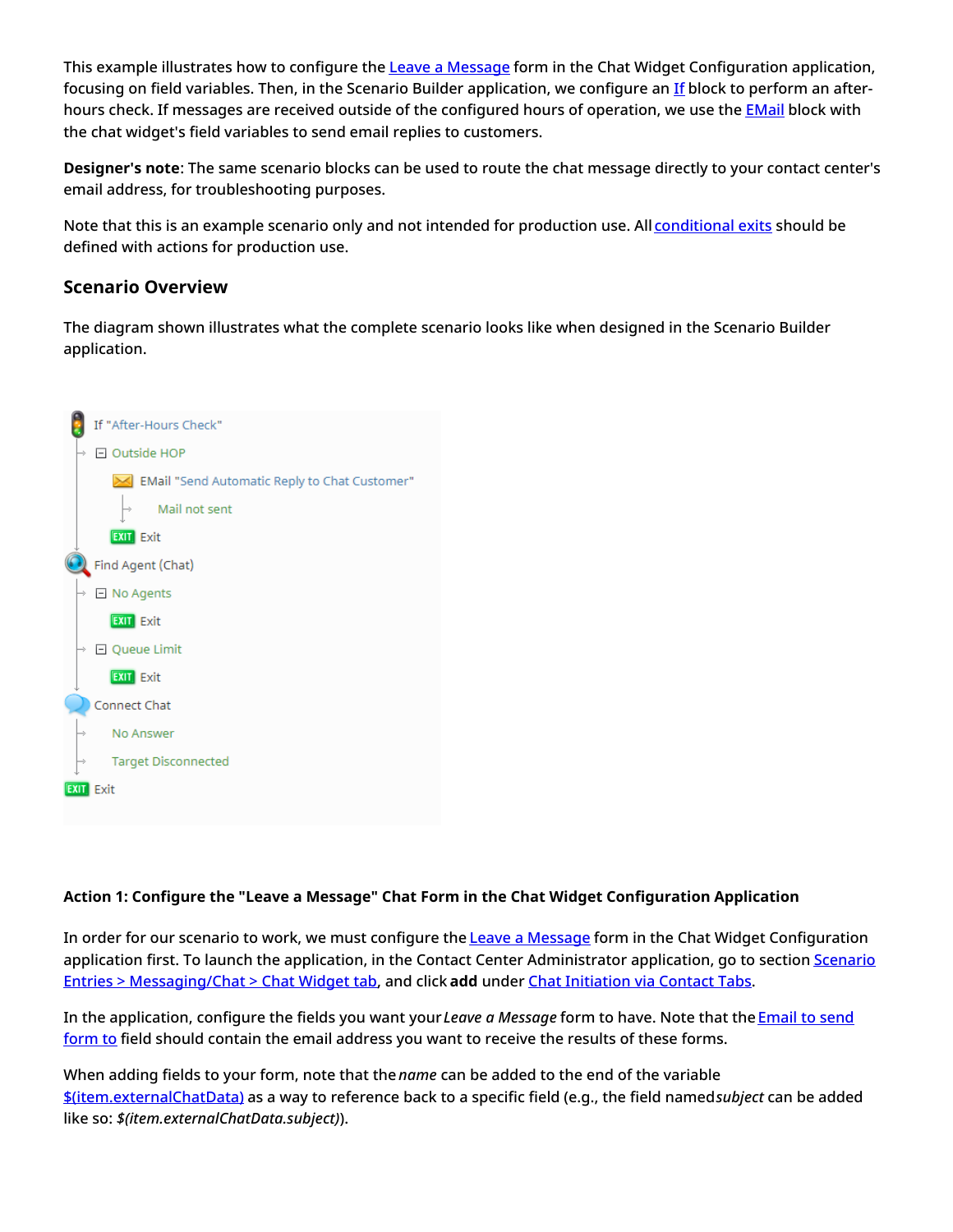This example illustrates how to configure the Leave a Message form in the Chat Widget Configuration application, focusing on field variables. Then, in the Scenario Builder application, we configure an If block to perform an after-hours check. If messages are received outside of the configured hours of operation, we use the EMail block with the chat widget's field variables to send email replies to customers.

**Designer's note**: The same scenario blocks can be used to route the chat message directly to your contact center's email address, for troubleshooting purposes.

Note that this is an example scenario only and not intended for production use. All conditional exits should be defined with actions for production use.

## Scenario Overview

The diagram shown illustrates what the complete scenario looks like when designed in the Scenario Builder application.

```
If "After-Hours Check"
  Outside HOP
    EMail "Send Automatic Reply to Chat Customer"
      Mail not sent
    Exit
Find Agent (Chat)
  No Agents
    Exit
  Queue Limit
    Exit
Connect Chat
  No Answer
  Target Disconnected
Exit
```

**Action 1: Configure the "Leave a Message" Chat Form in the Chat Widget Configuration Application**

In order for our scenario to work, we must configure the Leave a Message form in the Chat Widget Configuration application first. To launch the application, in the Contact Center Administrator application, go to section Scenario Entries > Messaging/Chat > Chat Widget tab, and click **add** under Chat Initiation via Contact Tabs.

In the application, configure the fields you want your *Leave a Message* form to have. Note that the Email to send form to field should contain the email address you want to receive the results of these forms.

When adding fields to your form, note that the *name* can be added to the end of the variable $(item.externalChatData) as a way to reference back to a specific field (e.g., the field named *subject* can be added like so: *$(item.externalChatData.subject)*).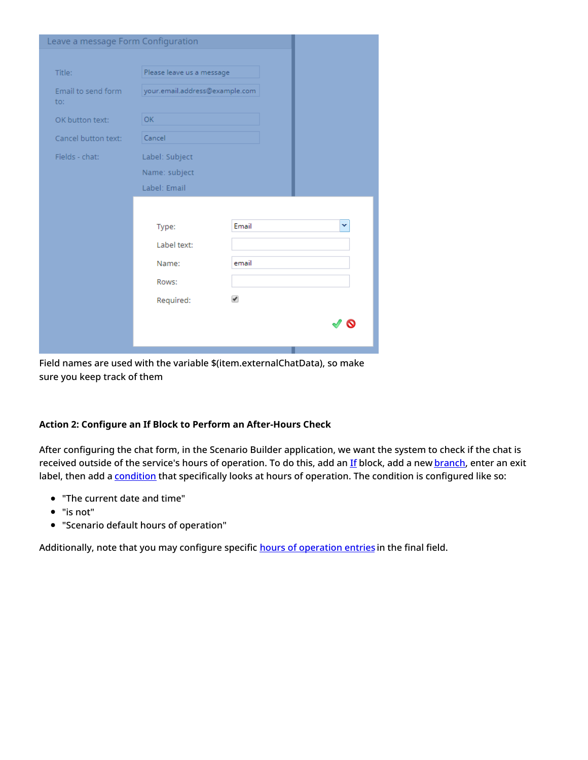Field names are used with the variable $(item.externalChatData), so make sure you keep track of them

**Action 2: Configure an If Block to Perform an After-Hours Check**

After configuring the chat form, in the Scenario Builder application, we want the system to check if the chat is received outside of the service's hours of operation. To do this, add an If block, add a new branch, enter an exit label, then add a condition that specifically looks at hours of operation. The condition is configured like so:

- "The current date and time"
- "is not"
- "Scenario default hours of operation"

Additionally, note that you may configure specific hours of operation entries in the final field.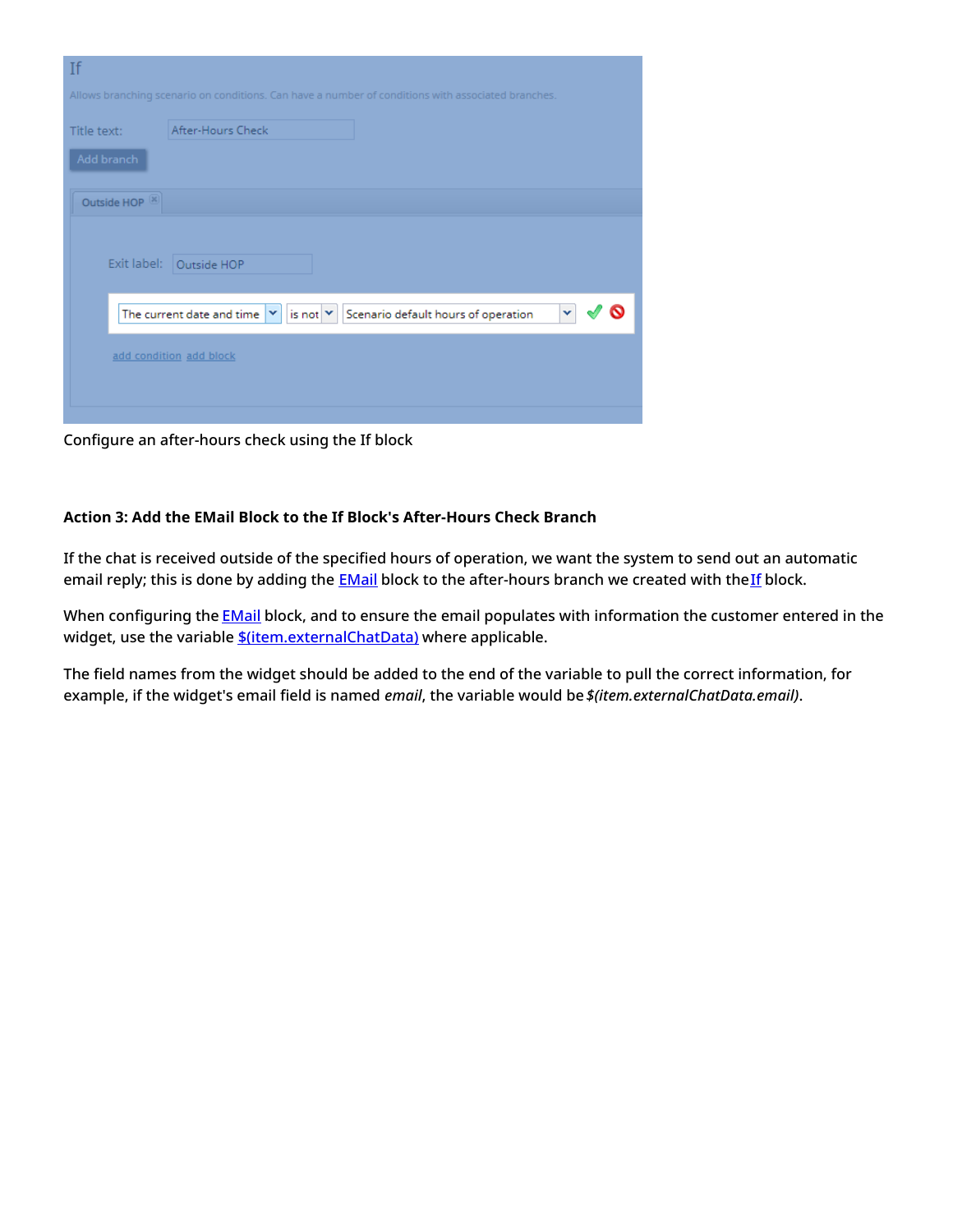Configure an after-hours check using the If block

#### Action 3: Add the EMail Block to the If Block's After-Hours Check Branch

If the chat is received outside of the specified hours of operation, we want the system to send out an automatic email reply; this is done by adding the EMail block to the after-hours branch we created with the If block.

When configuring the EMail block, and to ensure the email populates with information the customer entered in the widget, use the variable $(item.externalChatData) where applicable.

The field names from the widget should be added to the end of the variable to pull the correct information, for example, if the widget's email field is named *email*, the variable would be *$(item.externalChatData.email)*.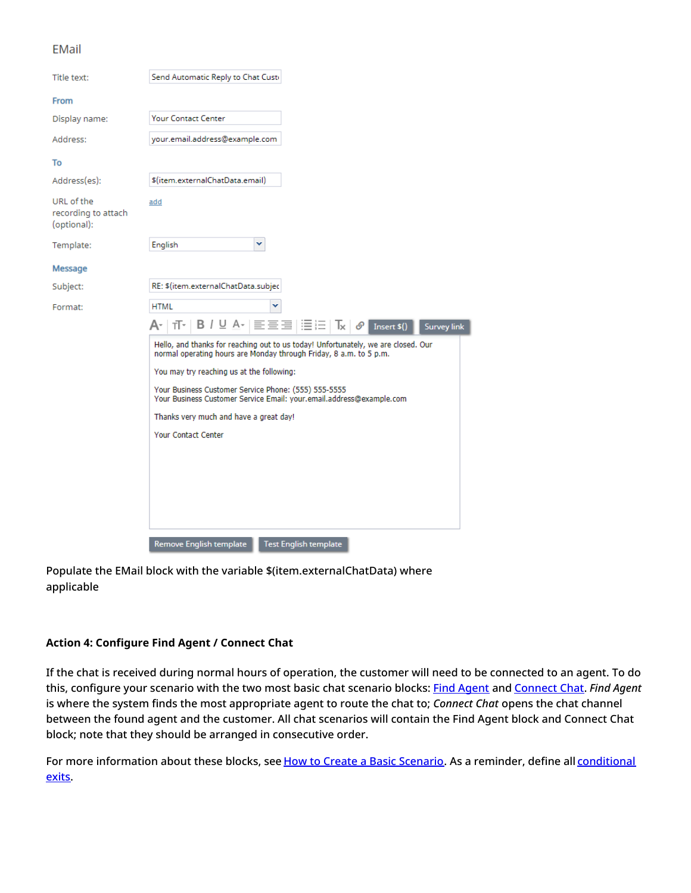EMail

| | |
|---|---|
| Title text: | Send Automatic Reply to Chat Cust |
| **From** | |
| Display name: | Your Contact Center |
| Address: | your.email.address@example.com |
| **To** | |
| Address(es): | $(item.externalChatData.email) |
| URL of the recording to attach (optional): | add |
| Template: | English |
| **Message** | |
| Subject: | RE: $(item.externalChatData.subjec |
| Format: | HTML |

Insert $() Survey link

Hello, and thanks for reaching out to us today! Unfortunately, we are closed. Our normal operating hours are Monday through Friday, 8 a.m. to 5 p.m.

You may try reaching us at the following:

Your Business Customer Service Phone: (555) 555-5555
Your Business Customer Service Email: your.email.address@example.com

Thanks very much and have a great day!

Your Contact Center

Remove English template Test English template

Populate the EMail block with the variable $(item.externalChatData) where applicable

**Action 4: Configure Find Agent / Connect Chat**

If the chat is received during normal hours of operation, the customer will need to be connected to an agent. To do this, configure your scenario with the two most basic chat scenario blocks: Find Agent and Connect Chat. *Find Agent* is where the system finds the most appropriate agent to route the chat to; *Connect Chat* opens the chat channel between the found agent and the customer. All chat scenarios will contain the Find Agent block and Connect Chat block; note that they should be arranged in consecutive order.

For more information about these blocks, see How to Create a Basic Scenario. As a reminder, define all conditional exits.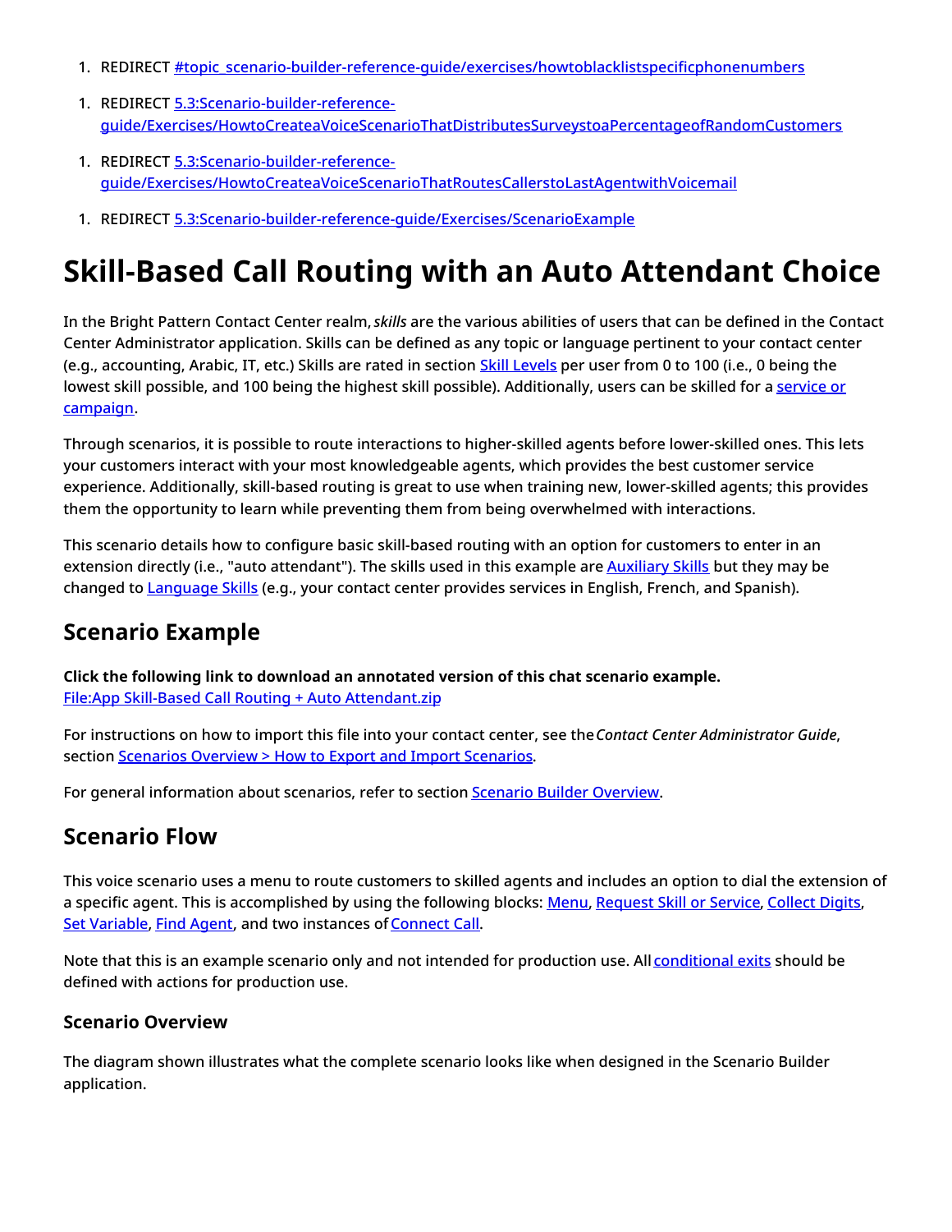1. REDIRECT #topic_scenario-builder-reference-guide/exercises/howtoblacklistspecificphonenumbers

1. REDIRECT 5.3:Scenario-builder-reference-guide/Exercises/HowtoCreateaVoiceScenarioThatDistributesSurveystoaPercentageofRandomCustomers

1. REDIRECT 5.3:Scenario-builder-reference-guide/Exercises/HowtoCreateaVoiceScenarioThatRoutesCallerstoLastAgentwithVoicemail

1. REDIRECT 5.3:Scenario-builder-reference-guide/Exercises/ScenarioExample

# Skill-Based Call Routing with an Auto Attendant Choice

In the Bright Pattern Contact Center realm, *skills* are the various abilities of users that can be defined in the Contact Center Administrator application. Skills can be defined as any topic or language pertinent to your contact center (e.g., accounting, Arabic, IT, etc.) Skills are rated in section Skill Levels per user from 0 to 100 (i.e., 0 being the lowest skill possible, and 100 being the highest skill possible). Additionally, users can be skilled for a service or campaign.

Through scenarios, it is possible to route interactions to higher-skilled agents before lower-skilled ones. This lets your customers interact with your most knowledgeable agents, which provides the best customer service experience. Additionally, skill-based routing is great to use when training new, lower-skilled agents; this provides them the opportunity to learn while preventing them from being overwhelmed with interactions.

This scenario details how to configure basic skill-based routing with an option for customers to enter in an extension directly (i.e., "auto attendant"). The skills used in this example are Auxiliary Skills but they may be changed to Language Skills (e.g., your contact center provides services in English, French, and Spanish).

## Scenario Example

**Click the following link to download an annotated version of this chat scenario example.**
File:App Skill-Based Call Routing + Auto Attendant.zip

For instructions on how to import this file into your contact center, see the *Contact Center Administrator Guide*, section Scenarios Overview > How to Export and Import Scenarios.

For general information about scenarios, refer to section Scenario Builder Overview.

## Scenario Flow

This voice scenario uses a menu to route customers to skilled agents and includes an option to dial the extension of a specific agent. This is accomplished by using the following blocks: Menu, Request Skill or Service, Collect Digits, Set Variable, Find Agent, and two instances of Connect Call.

Note that this is an example scenario only and not intended for production use. All conditional exits should be defined with actions for production use.

### Scenario Overview

The diagram shown illustrates what the complete scenario looks like when designed in the Scenario Builder application.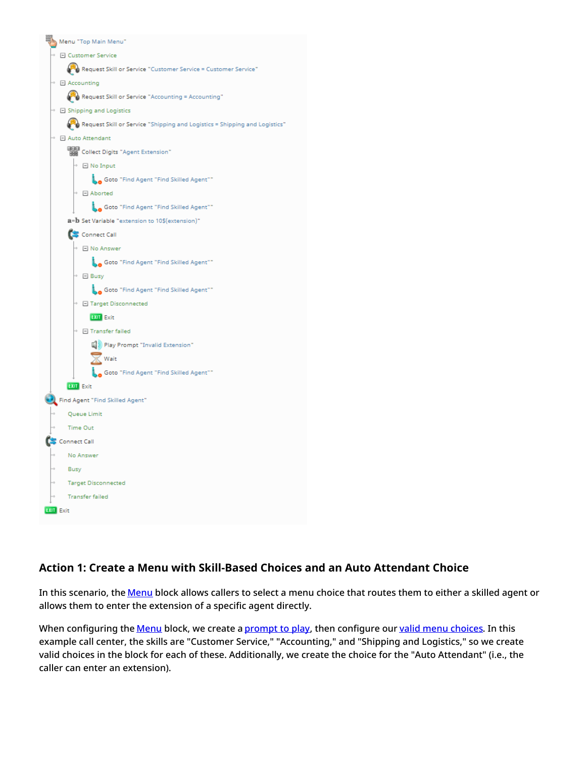```
Menu "Top Main Menu"
  Customer Service
    Request Skill or Service "Customer Service = Customer Service"
  Accounting
    Request Skill or Service "Accounting = Accounting"
  Shipping and Logistics
    Request Skill or Service "Shipping and Logistics = Shipping and Logistics"
  Auto Attendant
    Collect Digits "Agent Extension"
      No Input
        Goto "Find Agent "Find Skilled Agent""
      Aborted
        Goto "Find Agent "Find Skilled Agent""
    Set Variable "extension to 10$(extension)"
    Connect Call
      No Answer
        Goto "Find Agent "Find Skilled Agent""
      Busy
        Goto "Find Agent "Find Skilled Agent""
      Target Disconnected
        Exit
      Transfer failed
        Play Prompt "Invalid Extension"
        Wait
        Goto "Find Agent "Find Skilled Agent""
    Exit
Find Agent "Find Skilled Agent"
  Queue Limit
  Time Out
Connect Call
  No Answer
  Busy
  Target Disconnected
  Transfer failed
Exit
```

### Action 1: Create a Menu with Skill-Based Choices and an Auto Attendant Choice

In this scenario, the Menu block allows callers to select a menu choice that routes them to either a skilled agent or allows them to enter the extension of a specific agent directly.

When configuring the Menu block, we create a prompt to play, then configure our valid menu choices. In this example call center, the skills are "Customer Service," "Accounting," and "Shipping and Logistics," so we create valid choices in the block for each of these. Additionally, we create the choice for the "Auto Attendant" (i.e., the caller can enter an extension).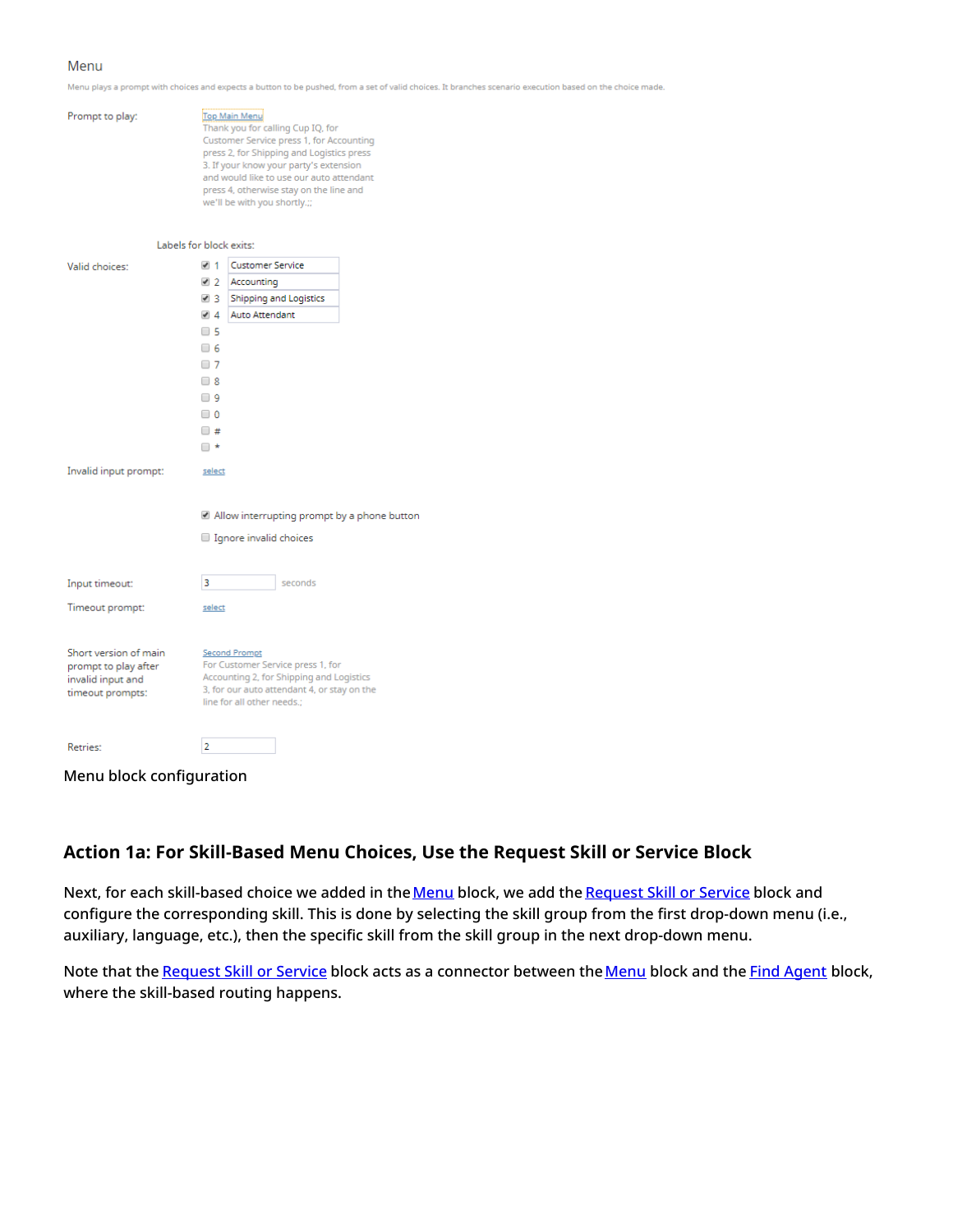Menu

Menu plays a prompt with choices and expects a button to be pushed, from a set of valid choices. It branches scenario execution based on the choice made.

Prompt to play: Top Main Menu
Thank you for calling Cup IQ, for Customer Service press 1, for Accounting press 2, for Shipping and Logistics press 3. If your know your party's extension and would like to use our auto attendant press 4, otherwise stay on the line and we'll be with you shortly.;;

Labels for block exits:

Valid choices:

- [x] 1 Customer Service
- [x] 2 Accounting
- [x] 3 Shipping and Logistics
- [x] 4 Auto Attendant
- [ ] 5
- [ ] 6
- [ ] 7
- [ ] 8
- [ ] 9
- [ ] 0
- [ ] #
- [ ] *

Invalid input prompt: select

- [x] Allow interrupting prompt by a phone button
- [ ] Ignore invalid choices

Input timeout: 3 seconds

Timeout prompt: select

Short version of main prompt to play after invalid input and timeout prompts: Second Prompt
For Customer Service press 1, for Accounting 2, for Shipping and Logistics 3, for our auto attendant 4, or stay on the line for all other needs.;

Retries: 2

Menu block configuration

### Action 1a: For Skill-Based Menu Choices, Use the Request Skill or Service Block

Next, for each skill-based choice we added in the Menu block, we add the Request Skill or Service block and configure the corresponding skill. This is done by selecting the skill group from the first drop-down menu (i.e., auxiliary, language, etc.), then the specific skill from the skill group in the next drop-down menu.

Note that the Request Skill or Service block acts as a connector between the Menu block and the Find Agent block, where the skill-based routing happens.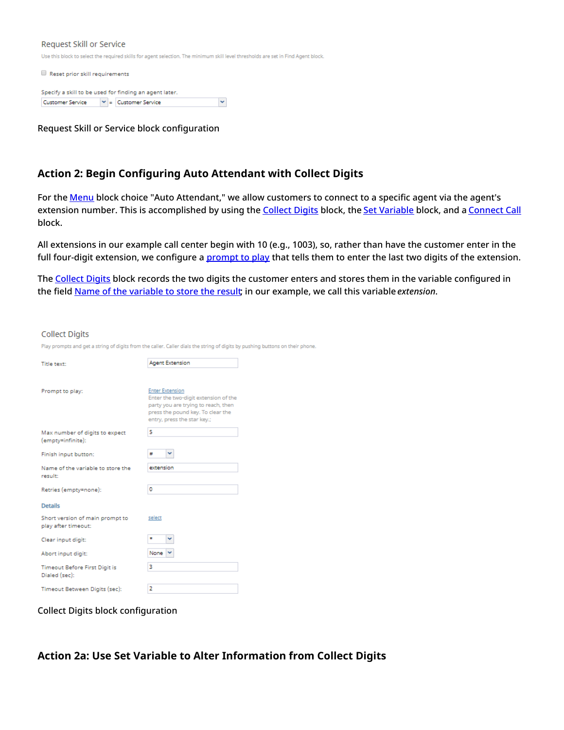Request Skill or Service

Use this block to select the required skills for agent selection. The minimum skill level thresholds are set in Find Agent block.

Reset prior skill requirements

Specify a skill to be used for finding an agent later.

Customer Service = Customer Service

Request Skill or Service block configuration

## Action 2: Begin Configuring Auto Attendant with Collect Digits

For the Menu block choice "Auto Attendant," we allow customers to connect to a specific agent via the agent's extension number. This is accomplished by using the Collect Digits block, the Set Variable block, and a Connect Call block.

All extensions in our example call center begin with 10 (e.g., 1003), so, rather than have the customer enter in the full four-digit extension, we configure a prompt to play that tells them to enter the last two digits of the extension.

The Collect Digits block records the two digits the customer enters and stores them in the variable configured in the field Name of the variable to store the result; in our example, we call this variable *extension*.

Collect Digits

Play prompts and get a string of digits from the caller. Caller dials the string of digits by pushing buttons on their phone.

| | |
|---|---|
| Title text: | Agent Extension |
| Prompt to play: | Enter Extension<br>Enter the two-digit extension of the party you are trying to reach, then press the pound key. To clear the entry, press the star key.; |
| Max number of digits to expect (empty=infinite): | 5 |
| Finish input button: | # |
| Name of the variable to store the result: | extension |
| Retries (empty=none): | 0 |
| **Details** | |
| Short version of main prompt to play after timeout: | select |
| Clear input digit: | * |
| Abort input digit: | None |
| Timeout Before First Digit is Dialed (sec): | 3 |
| Timeout Between Digits (sec): | 2 |

Collect Digits block configuration

## Action 2a: Use Set Variable to Alter Information from Collect Digits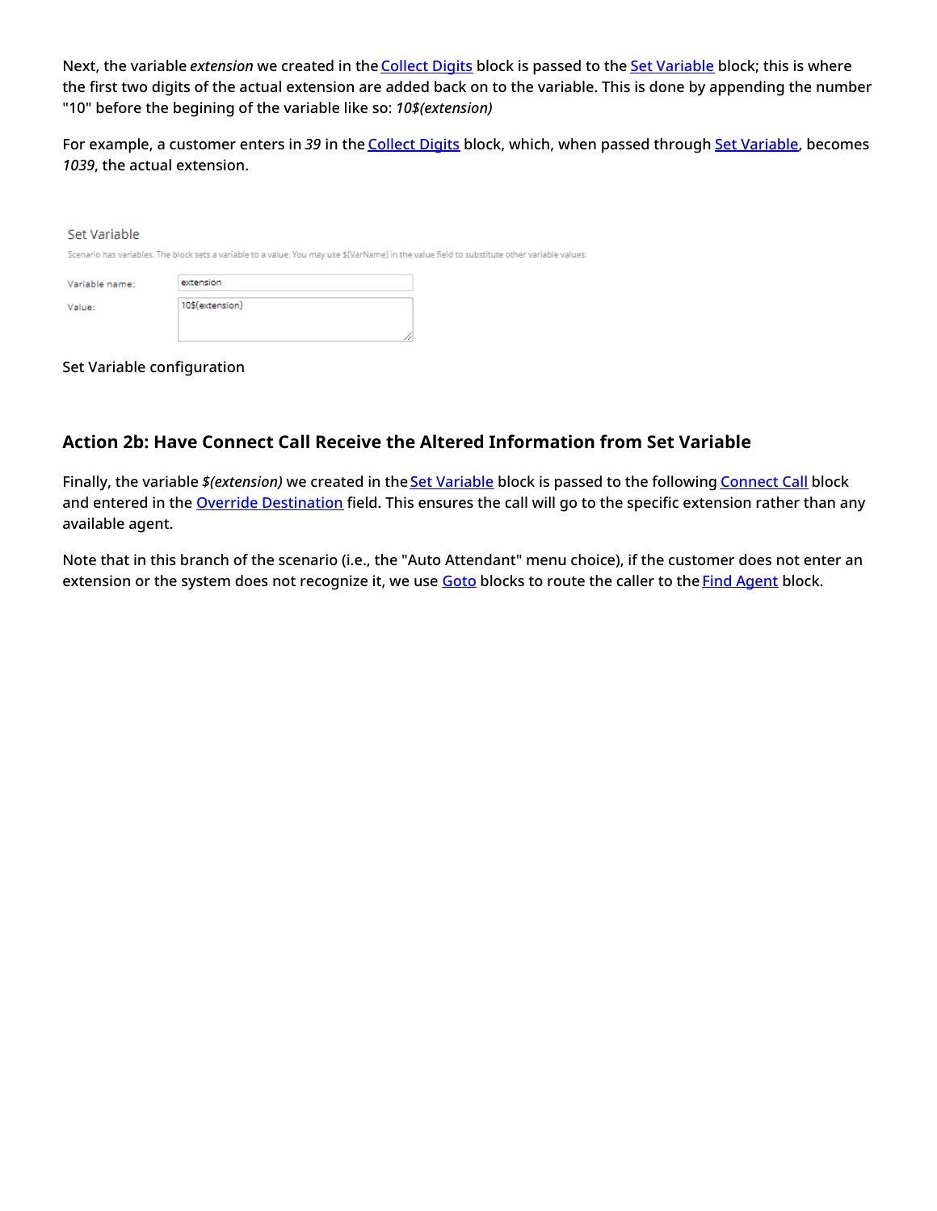Next, the variable *extension* we created in the Collect Digits block is passed to the Set Variable block; this is where the first two digits of the actual extension are added back on to the variable. This is done by appending the number "10" before the begining of the variable like so: *10$(extension)*

For example, a customer enters in *39* in the Collect Digits block, which, when passed through Set Variable, becomes *1039*, the actual extension.

Set Variable

Scenario has variables. The block sets a variable to a value. You may use $(VarName) in the value field to substitute other variable values.

Variable name: extension

Value: 10$(extension)

Set Variable configuration

### Action 2b: Have Connect Call Receive the Altered Information from Set Variable

Finally, the variable *$(extension)* we created in the Set Variable block is passed to the following Connect Call block and entered in the Override Destination field. This ensures the call will go to the specific extension rather than any available agent.

Note that in this branch of the scenario (i.e., the "Auto Attendant" menu choice), if the customer does not enter an extension or the system does not recognize it, we use Goto blocks to route the caller to the Find Agent block.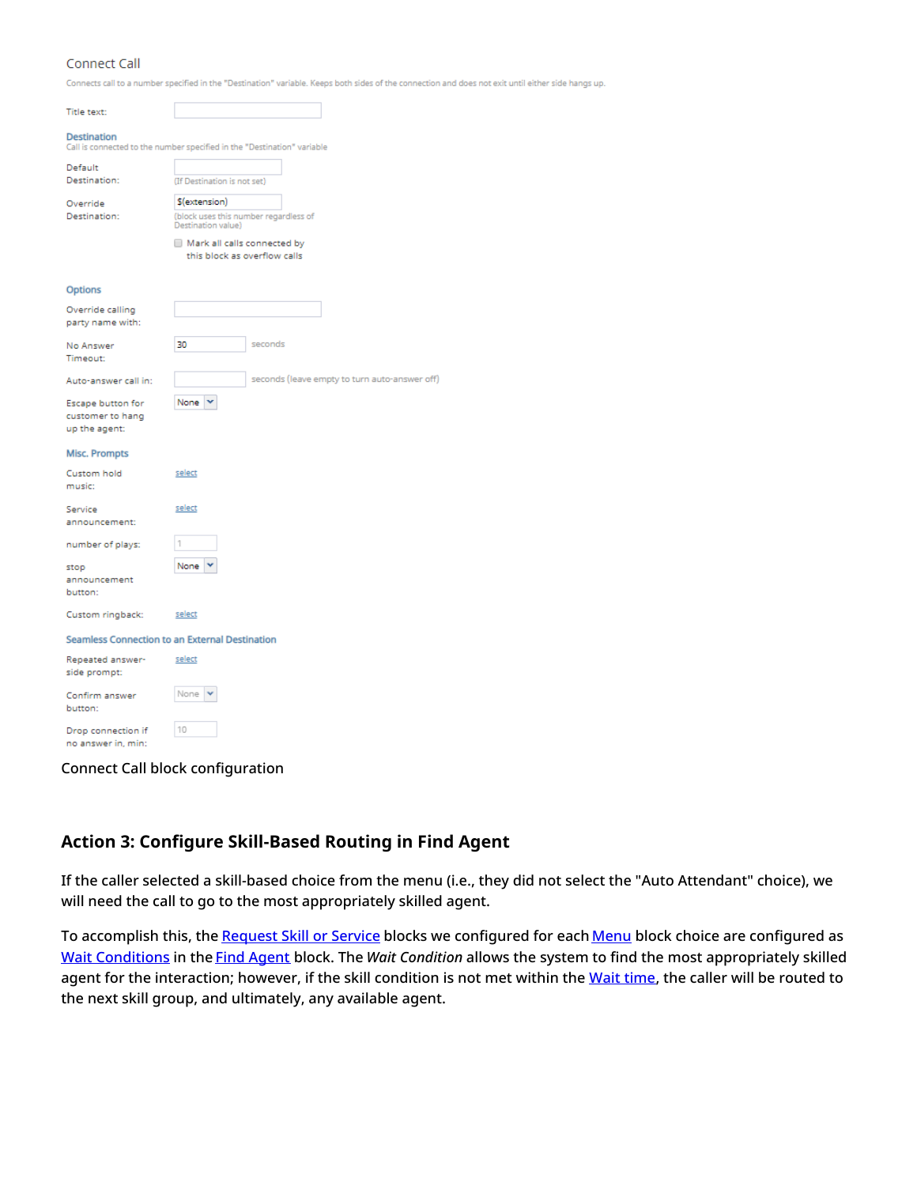Connect Call

Connects call to a number specified in the "Destination" variable. Keeps both sides of the connection and does not exit until either side hangs up.

Title text:

**Destination**

Call is connected to the number specified in the "Destination" variable

Default Destination: (If Destination is not set)

Override Destination: $(extension) (block uses this number regardless of Destination value)

Mark all calls connected by this block as overflow calls

**Options**

Override calling party name with:

No Answer Timeout: 30 seconds

Auto-answer call in: seconds (leave empty to turn auto-answer off)

Escape button for customer to hang up the agent: None

**Misc. Prompts**

Custom hold music: select

Service announcement: select

number of plays: 1

stop announcement button: None

Custom ringback: select

**Seamless Connection to an External Destination**

Repeated answer-side prompt: select

Confirm answer button: None

Drop connection if no answer in, min: 10

Connect Call block configuration

## Action 3: Configure Skill-Based Routing in Find Agent

If the caller selected a skill-based choice from the menu (i.e., they did not select the "Auto Attendant" choice), we will need the call to go to the most appropriately skilled agent.

To accomplish this, the Request Skill or Service blocks we configured for each Menu block choice are configured as Wait Conditions in the Find Agent block. The *Wait Condition* allows the system to find the most appropriately skilled agent for the interaction; however, if the skill condition is not met within the Wait time, the caller will be routed to the next skill group, and ultimately, any available agent.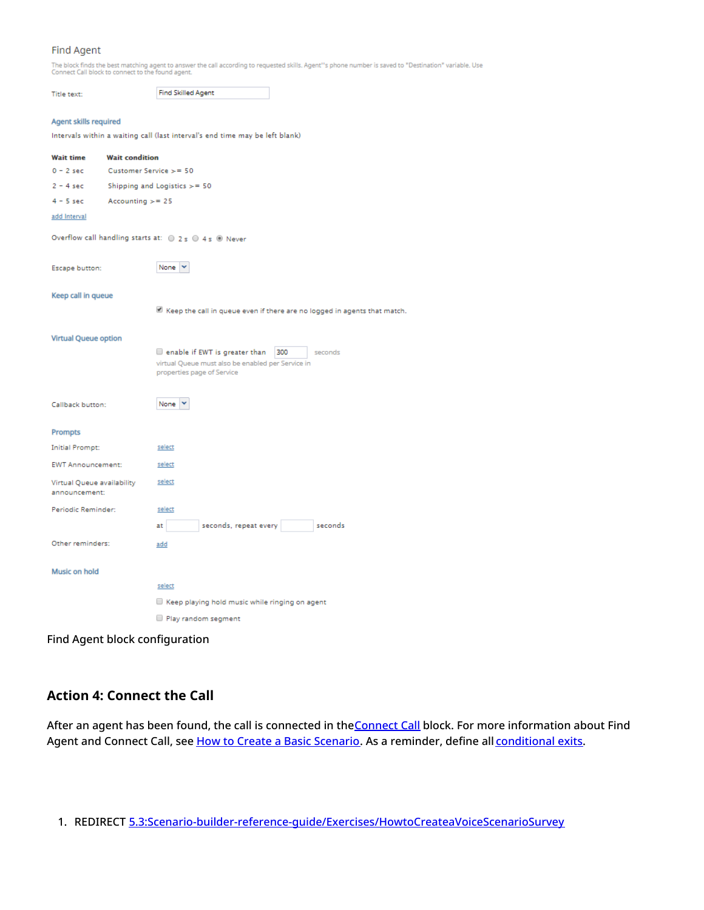Find Agent

The block finds the best matching agent to answer the call according to requested skills. Agent"'s phone number is saved to "Destination" variable. Use Connect Call block to connect to the found agent.

Title text: Find Skilled Agent

Agent skills required

Intervals within a waiting call (last interval's end time may be left blank)

| Wait time | Wait condition |
|---|---|
| 0 - 2 sec | Customer Service >= 50 |
| 2 - 4 sec | Shipping and Logistics >= 50 |
| 4 - 5 sec | Accounting >= 25 |

add Interval

Overflow call handling starts at: 2 s 4 s Never

Escape button: None

Keep call in queue

Keep the call in queue even if there are no logged in agents that match.

Virtual Queue option

enable if EWT is greater than 300 seconds
virtual Queue must also be enabled per Service in properties page of Service

Callback button: None

Prompts

Initial Prompt: select

EWT Announcement: select

Virtual Queue availability announcement: select

Periodic Reminder: select

at seconds, repeat every seconds

Other reminders: add

Music on hold

select

Keep playing hold music while ringing on agent

Play random segment

Find Agent block configuration

### Action 4: Connect the Call

After an agent has been found, the call is connected in the Connect Call block. For more information about Find Agent and Connect Call, see How to Create a Basic Scenario. As a reminder, define all conditional exits.

1. REDIRECT 5.3:Scenario-builder-reference-guide/Exercises/HowtoCreateaVoiceScenarioSurvey